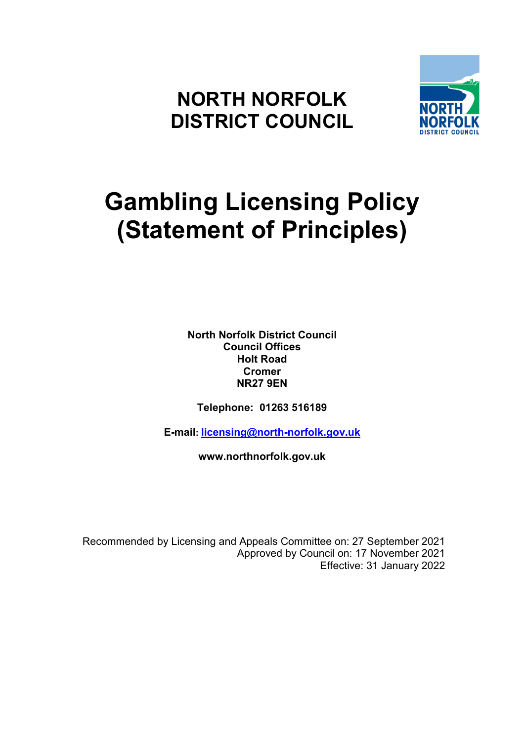# NORTH NORFOLK DISTRICT COUNCIL

# Gambling Licensing Policy (Statement of Principles)

**North Norfolk District Council**
**Council Offices**
**Holt Road**
**Cromer**
**NR27 9EN**

**Telephone: 01263 516189**

**E-mail: licensing@north-norfolk.gov.uk**

**www.northnorfolk.gov.uk**

Recommended by Licensing and Appeals Committee on: 27 September 2021
Approved by Council on: 17 November 2021
Effective: 31 January 2022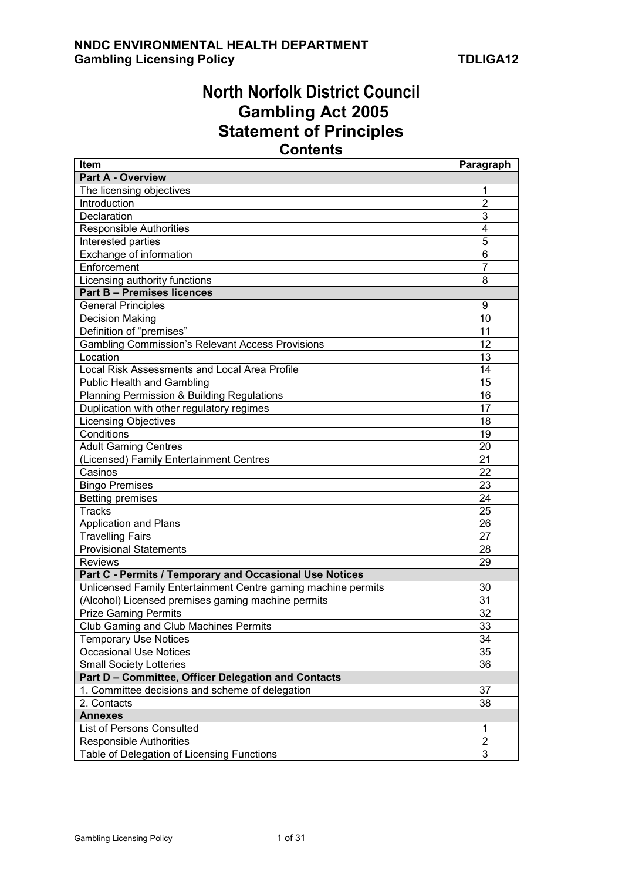# North Norfolk District Council
## Gambling Act 2005
## Statement of Principles
### Contents

| Item | Paragraph |
|---|---|
| **Part A - Overview** | |
| The licensing objectives | 1 |
| Introduction | 2 |
| Declaration | 3 |
| Responsible Authorities | 4 |
| Interested parties | 5 |
| Exchange of information | 6 |
| Enforcement | 7 |
| Licensing authority functions | 8 |
| **Part B – Premises licences** | |
| General Principles | 9 |
| Decision Making | 10 |
| Definition of "premises" | 11 |
| Gambling Commission's Relevant Access Provisions | 12 |
| Location | 13 |
| Local Risk Assessments and Local Area Profile | 14 |
| Public Health and Gambling | 15 |
| Planning Permission & Building Regulations | 16 |
| Duplication with other regulatory regimes | 17 |
| Licensing Objectives | 18 |
| Conditions | 19 |
| Adult Gaming Centres | 20 |
| (Licensed) Family Entertainment Centres | 21 |
| Casinos | 22 |
| Bingo Premises | 23 |
| Betting premises | 24 |
| Tracks | 25 |
| Application and Plans | 26 |
| Travelling Fairs | 27 |
| Provisional Statements | 28 |
| Reviews | 29 |
| **Part C - Permits / Temporary and Occasional Use Notices** | |
| Unlicensed Family Entertainment Centre gaming machine permits | 30 |
| (Alcohol) Licensed premises gaming machine permits | 31 |
| Prize Gaming Permits | 32 |
| Club Gaming and Club Machines Permits | 33 |
| Temporary Use Notices | 34 |
| Occasional Use Notices | 35 |
| Small Society Lotteries | 36 |
| **Part D – Committee, Officer Delegation and Contacts** | |
| 1. Committee decisions and scheme of delegation | 37 |
| 2. Contacts | 38 |
| **Annexes** | |
| List of Persons Consulted | 1 |
| Responsible Authorities | 2 |
| Table of Delegation of Licensing Functions | 3 |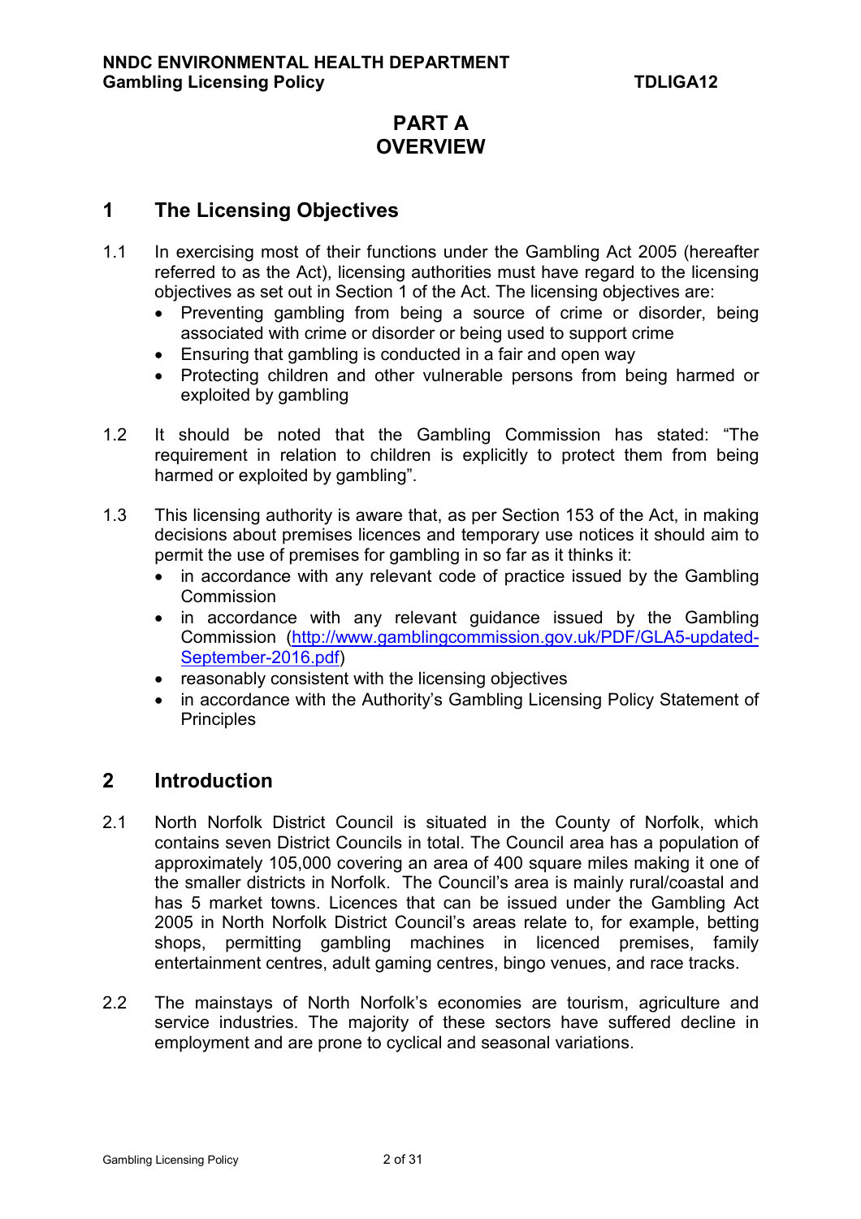# PART A
# OVERVIEW

## 1 The Licensing Objectives

1.1 In exercising most of their functions under the Gambling Act 2005 (hereafter referred to as the Act), licensing authorities must have regard to the licensing objectives as set out in Section 1 of the Act. The licensing objectives are:

- Preventing gambling from being a source of crime or disorder, being associated with crime or disorder or being used to support crime
- Ensuring that gambling is conducted in a fair and open way
- Protecting children and other vulnerable persons from being harmed or exploited by gambling

1.2 It should be noted that the Gambling Commission has stated: "The requirement in relation to children is explicitly to protect them from being harmed or exploited by gambling".

1.3 This licensing authority is aware that, as per Section 153 of the Act, in making decisions about premises licences and temporary use notices it should aim to permit the use of premises for gambling in so far as it thinks it:

- in accordance with any relevant code of practice issued by the Gambling Commission
- in accordance with any relevant guidance issued by the Gambling Commission (http://www.gamblingcommission.gov.uk/PDF/GLA5-updated-September-2016.pdf)
- reasonably consistent with the licensing objectives
- in accordance with the Authority's Gambling Licensing Policy Statement of Principles

## 2 Introduction

2.1 North Norfolk District Council is situated in the County of Norfolk, which contains seven District Councils in total. The Council area has a population of approximately 105,000 covering an area of 400 square miles making it one of the smaller districts in Norfolk. The Council's area is mainly rural/coastal and has 5 market towns. Licences that can be issued under the Gambling Act 2005 in North Norfolk District Council's areas relate to, for example, betting shops, permitting gambling machines in licenced premises, family entertainment centres, adult gaming centres, bingo venues, and race tracks.

2.2 The mainstays of North Norfolk's economies are tourism, agriculture and service industries. The majority of these sectors have suffered decline in employment and are prone to cyclical and seasonal variations.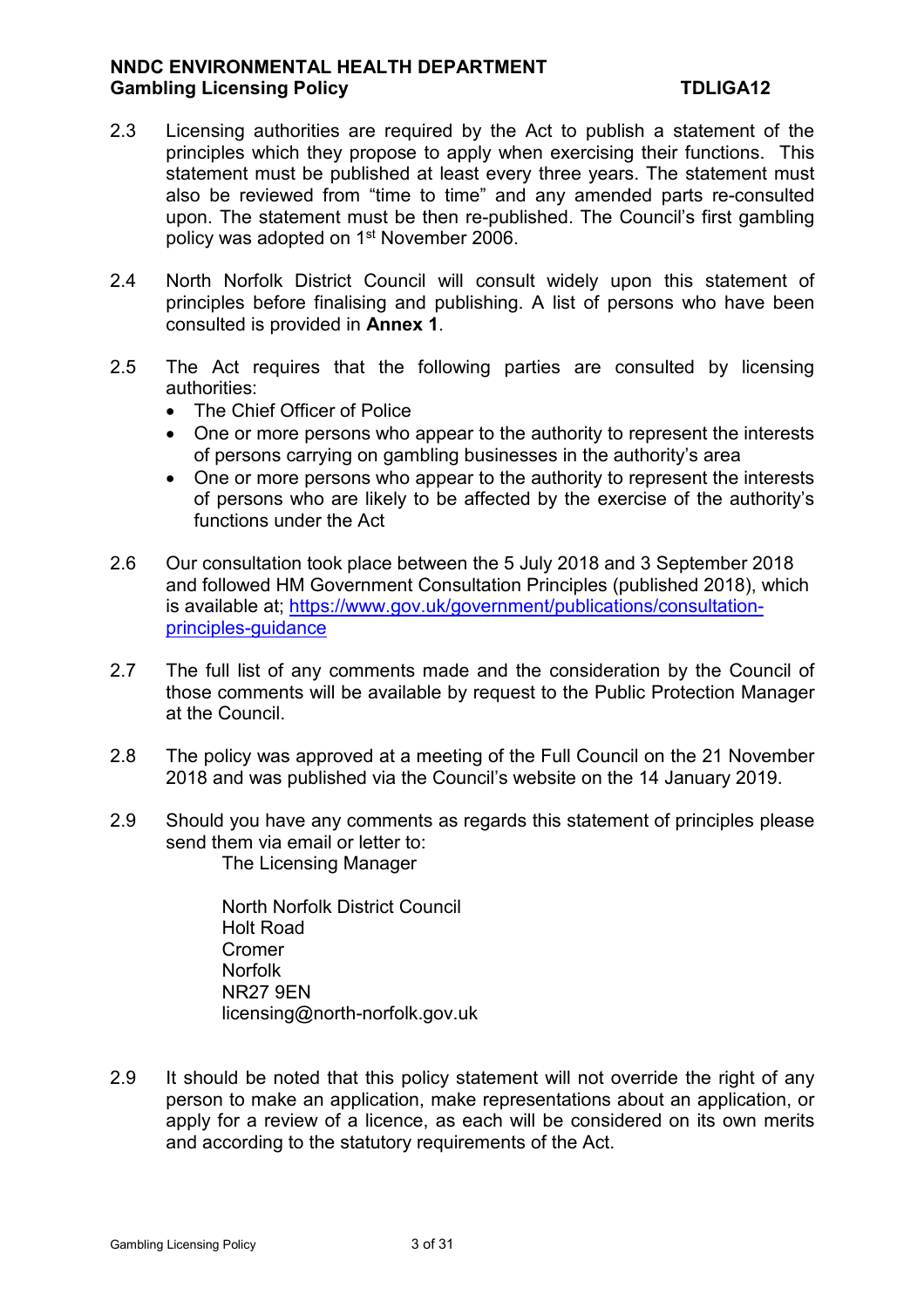2.3 Licensing authorities are required by the Act to publish a statement of the principles which they propose to apply when exercising their functions. This statement must be published at least every three years. The statement must also be reviewed from "time to time" and any amended parts re-consulted upon. The statement must be then re-published. The Council's first gambling policy was adopted on 1st November 2006.

2.4 North Norfolk District Council will consult widely upon this statement of principles before finalising and publishing. A list of persons who have been consulted is provided in **Annex 1**.

2.5 The Act requires that the following parties are consulted by licensing authorities:

- The Chief Officer of Police
- One or more persons who appear to the authority to represent the interests of persons carrying on gambling businesses in the authority's area
- One or more persons who appear to the authority to represent the interests of persons who are likely to be affected by the exercise of the authority's functions under the Act

2.6 Our consultation took place between the 5 July 2018 and 3 September 2018 and followed HM Government Consultation Principles (published 2018), which is available at; [https://www.gov.uk/government/publications/consultation-principles-guidance](https://www.gov.uk/government/publications/consultation-principles-guidance)

2.7 The full list of any comments made and the consideration by the Council of those comments will be available by request to the Public Protection Manager at the Council.

2.8 The policy was approved at a meeting of the Full Council on the 21 November 2018 and was published via the Council's website on the 14 January 2019.

2.9 Should you have any comments as regards this statement of principles please send them via email or letter to:

The Licensing Manager

North Norfolk District Council
Holt Road
Cromer
Norfolk
NR27 9EN
licensing@north-norfolk.gov.uk

2.9 It should be noted that this policy statement will not override the right of any person to make an application, make representations about an application, or apply for a review of a licence, as each will be considered on its own merits and according to the statutory requirements of the Act.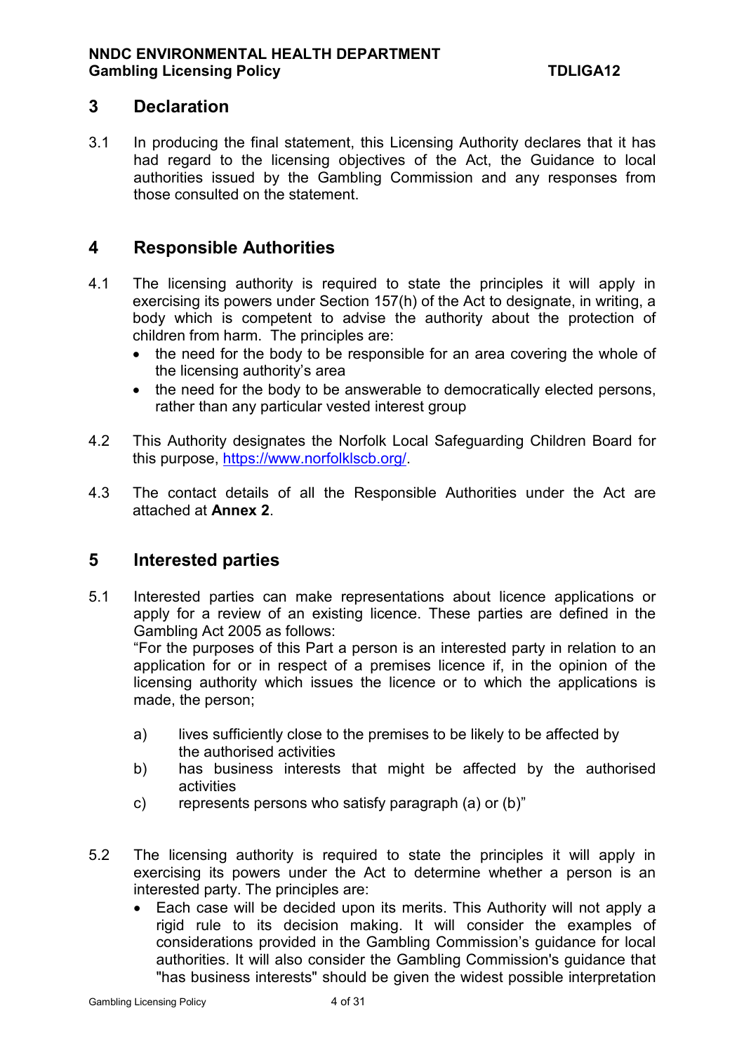## 3 Declaration

3.1 In producing the final statement, this Licensing Authority declares that it has had regard to the licensing objectives of the Act, the Guidance to local authorities issued by the Gambling Commission and any responses from those consulted on the statement.

## 4 Responsible Authorities

4.1 The licensing authority is required to state the principles it will apply in exercising its powers under Section 157(h) of the Act to designate, in writing, a body which is competent to advise the authority about the protection of children from harm. The principles are:

- the need for the body to be responsible for an area covering the whole of the licensing authority's area
- the need for the body to be answerable to democratically elected persons, rather than any particular vested interest group

4.2 This Authority designates the Norfolk Local Safeguarding Children Board for this purpose, [https://www.norfolklscb.org/](https://www.norfolklscb.org/).

4.3 The contact details of all the Responsible Authorities under the Act are attached at **Annex 2**.

## 5 Interested parties

5.1 Interested parties can make representations about licence applications or apply for a review of an existing licence. These parties are defined in the Gambling Act 2005 as follows:
"For the purposes of this Part a person is an interested party in relation to an application for or in respect of a premises licence if, in the opinion of the licensing authority which issues the licence or to which the applications is made, the person;

a) lives sufficiently close to the premises to be likely to be affected by the authorised activities
b) has business interests that might be affected by the authorised activities
c) represents persons who satisfy paragraph (a) or (b)"

5.2 The licensing authority is required to state the principles it will apply in exercising its powers under the Act to determine whether a person is an interested party. The principles are:

- Each case will be decided upon its merits. This Authority will not apply a rigid rule to its decision making. It will consider the examples of considerations provided in the Gambling Commission's guidance for local authorities. It will also consider the Gambling Commission's guidance that "has business interests" should be given the widest possible interpretation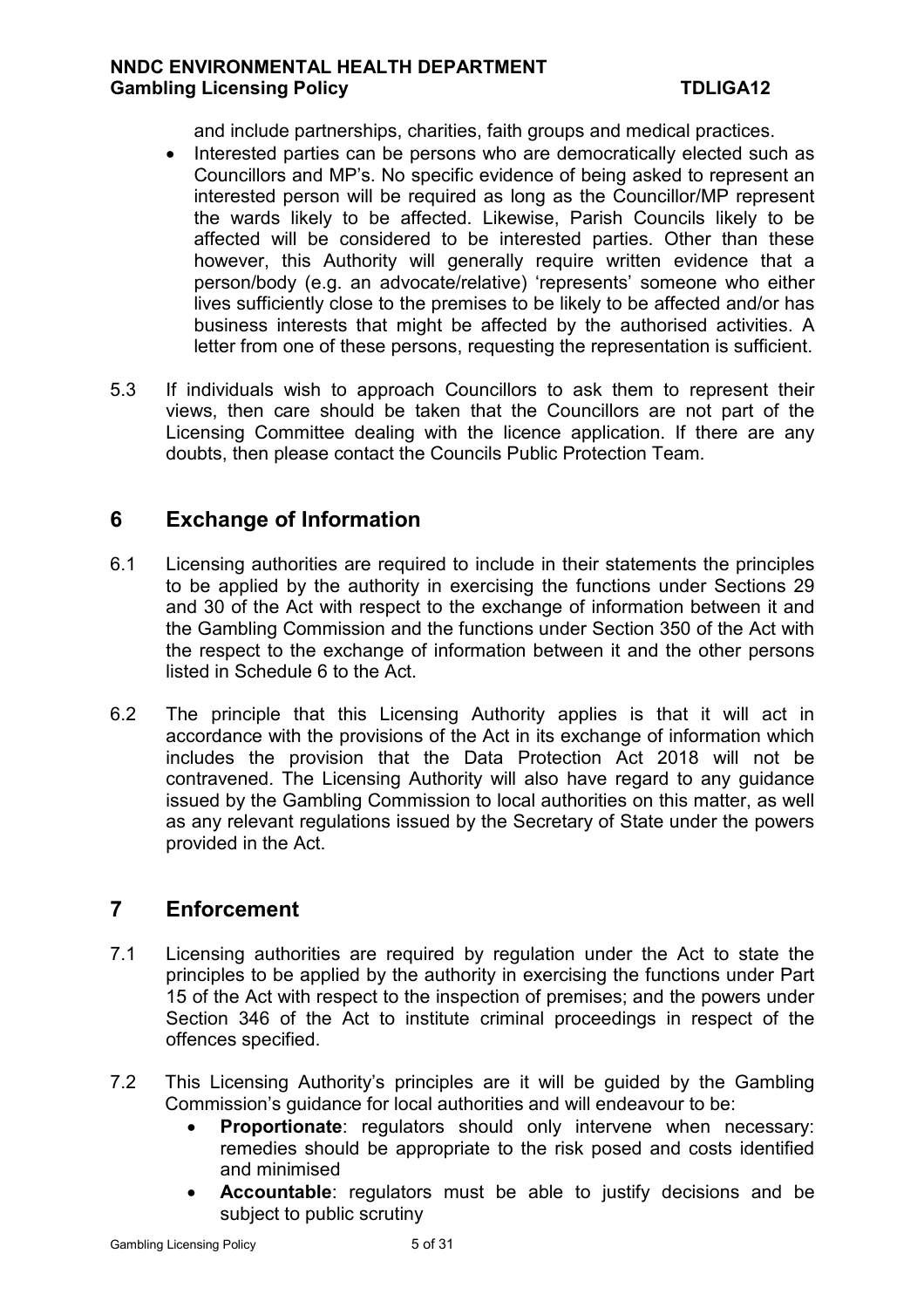and include partnerships, charities, faith groups and medical practices.

- Interested parties can be persons who are democratically elected such as Councillors and MP's. No specific evidence of being asked to represent an interested person will be required as long as the Councillor/MP represent the wards likely to be affected. Likewise, Parish Councils likely to be affected will be considered to be interested parties. Other than these however, this Authority will generally require written evidence that a person/body (e.g. an advocate/relative) 'represents' someone who either lives sufficiently close to the premises to be likely to be affected and/or has business interests that might be affected by the authorised activities. A letter from one of these persons, requesting the representation is sufficient.

5.3 If individuals wish to approach Councillors to ask them to represent their views, then care should be taken that the Councillors are not part of the Licensing Committee dealing with the licence application. If there are any doubts, then please contact the Councils Public Protection Team.

## 6 Exchange of Information

6.1 Licensing authorities are required to include in their statements the principles to be applied by the authority in exercising the functions under Sections 29 and 30 of the Act with respect to the exchange of information between it and the Gambling Commission and the functions under Section 350 of the Act with the respect to the exchange of information between it and the other persons listed in Schedule 6 to the Act.

6.2 The principle that this Licensing Authority applies is that it will act in accordance with the provisions of the Act in its exchange of information which includes the provision that the Data Protection Act 2018 will not be contravened. The Licensing Authority will also have regard to any guidance issued by the Gambling Commission to local authorities on this matter, as well as any relevant regulations issued by the Secretary of State under the powers provided in the Act.

## 7 Enforcement

7.1 Licensing authorities are required by regulation under the Act to state the principles to be applied by the authority in exercising the functions under Part 15 of the Act with respect to the inspection of premises; and the powers under Section 346 of the Act to institute criminal proceedings in respect of the offences specified.

7.2 This Licensing Authority's principles are it will be guided by the Gambling Commission's guidance for local authorities and will endeavour to be:

- **Proportionate**: regulators should only intervene when necessary: remedies should be appropriate to the risk posed and costs identified and minimised
- **Accountable**: regulators must be able to justify decisions and be subject to public scrutiny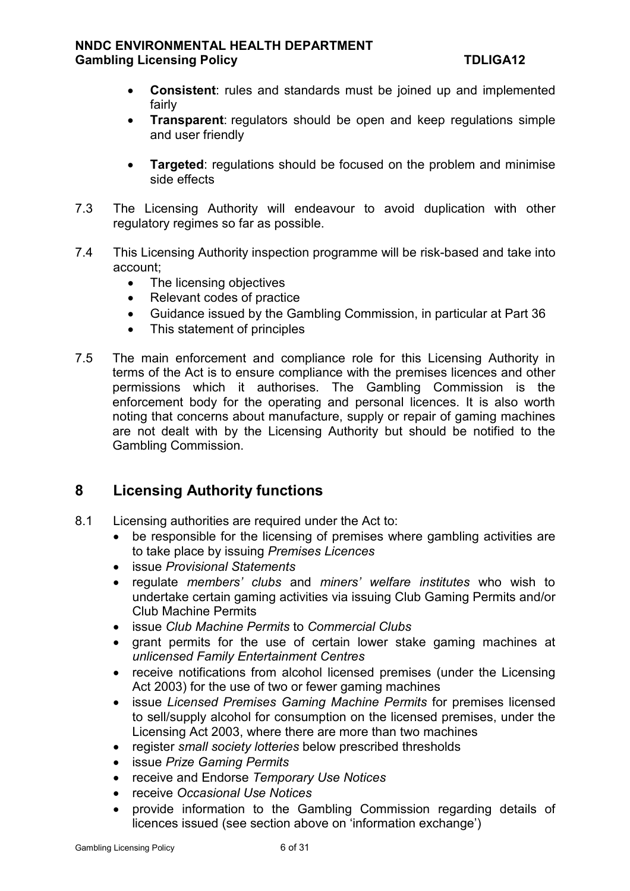- **Consistent**: rules and standards must be joined up and implemented fairly
- **Transparent**: regulators should be open and keep regulations simple and user friendly
- **Targeted**: regulations should be focused on the problem and minimise side effects

7.3 The Licensing Authority will endeavour to avoid duplication with other regulatory regimes so far as possible.

7.4 This Licensing Authority inspection programme will be risk-based and take into account;
- The licensing objectives
- Relevant codes of practice
- Guidance issued by the Gambling Commission, in particular at Part 36
- This statement of principles

7.5 The main enforcement and compliance role for this Licensing Authority in terms of the Act is to ensure compliance with the premises licences and other permissions which it authorises. The Gambling Commission is the enforcement body for the operating and personal licences. It is also worth noting that concerns about manufacture, supply or repair of gaming machines are not dealt with by the Licensing Authority but should be notified to the Gambling Commission.

## 8 Licensing Authority functions

8.1 Licensing authorities are required under the Act to:
- be responsible for the licensing of premises where gambling activities are to take place by issuing *Premises Licences*
- issue *Provisional Statements*
- regulate *members' clubs* and *miners' welfare institutes* who wish to undertake certain gaming activities via issuing Club Gaming Permits and/or Club Machine Permits
- issue *Club Machine Permits* to *Commercial Clubs*
- grant permits for the use of certain lower stake gaming machines at *unlicensed Family Entertainment Centres*
- receive notifications from alcohol licensed premises (under the Licensing Act 2003) for the use of two or fewer gaming machines
- issue *Licensed Premises Gaming Machine Permits* for premises licensed to sell/supply alcohol for consumption on the licensed premises, under the Licensing Act 2003, where there are more than two machines
- register *small society lotteries* below prescribed thresholds
- issue *Prize Gaming Permits*
- receive and Endorse *Temporary Use Notices*
- receive *Occasional Use Notices*
- provide information to the Gambling Commission regarding details of licences issued (see section above on 'information exchange')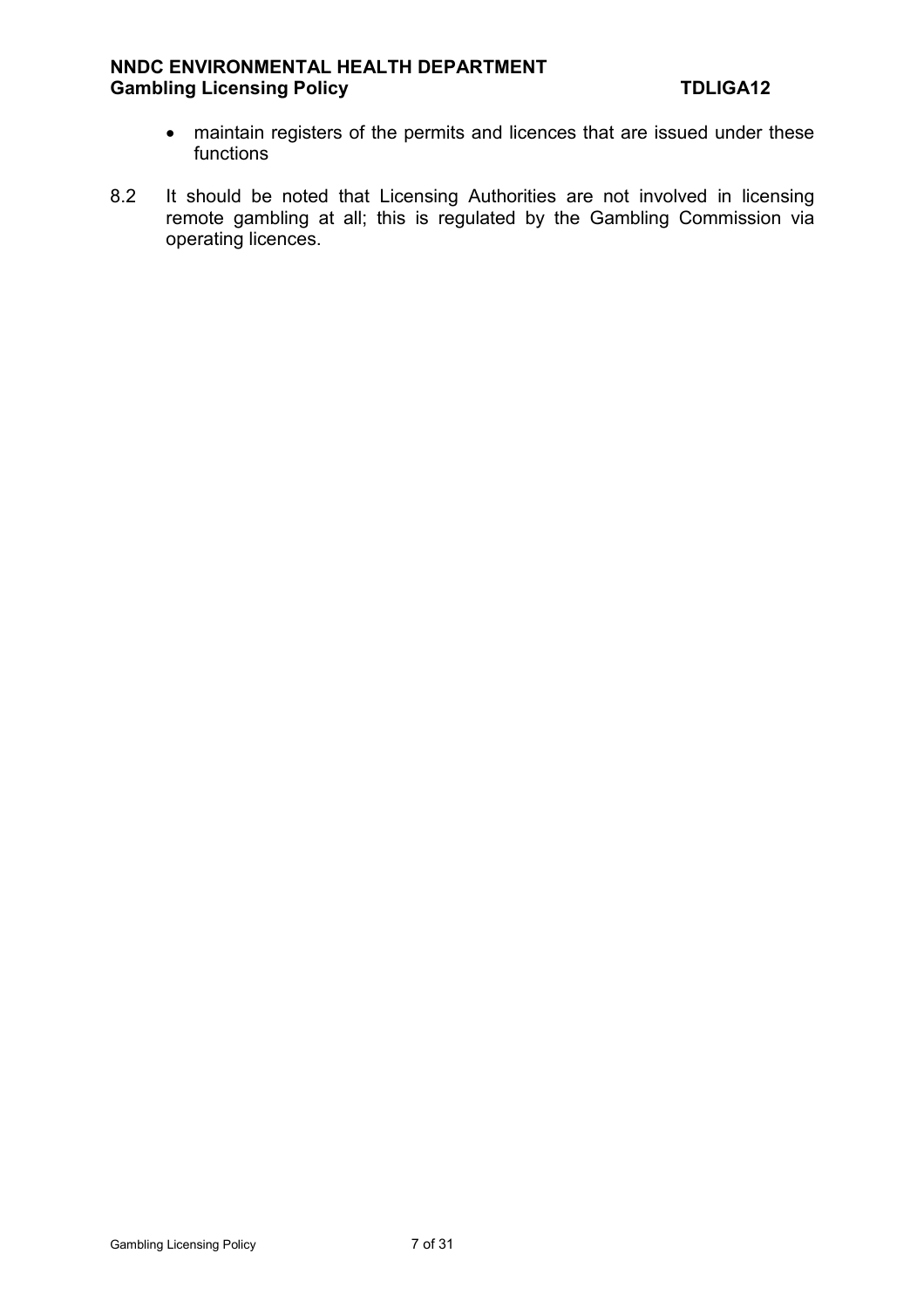- maintain registers of the permits and licences that are issued under these functions

8.2 It should be noted that Licensing Authorities are not involved in licensing remote gambling at all; this is regulated by the Gambling Commission via operating licences.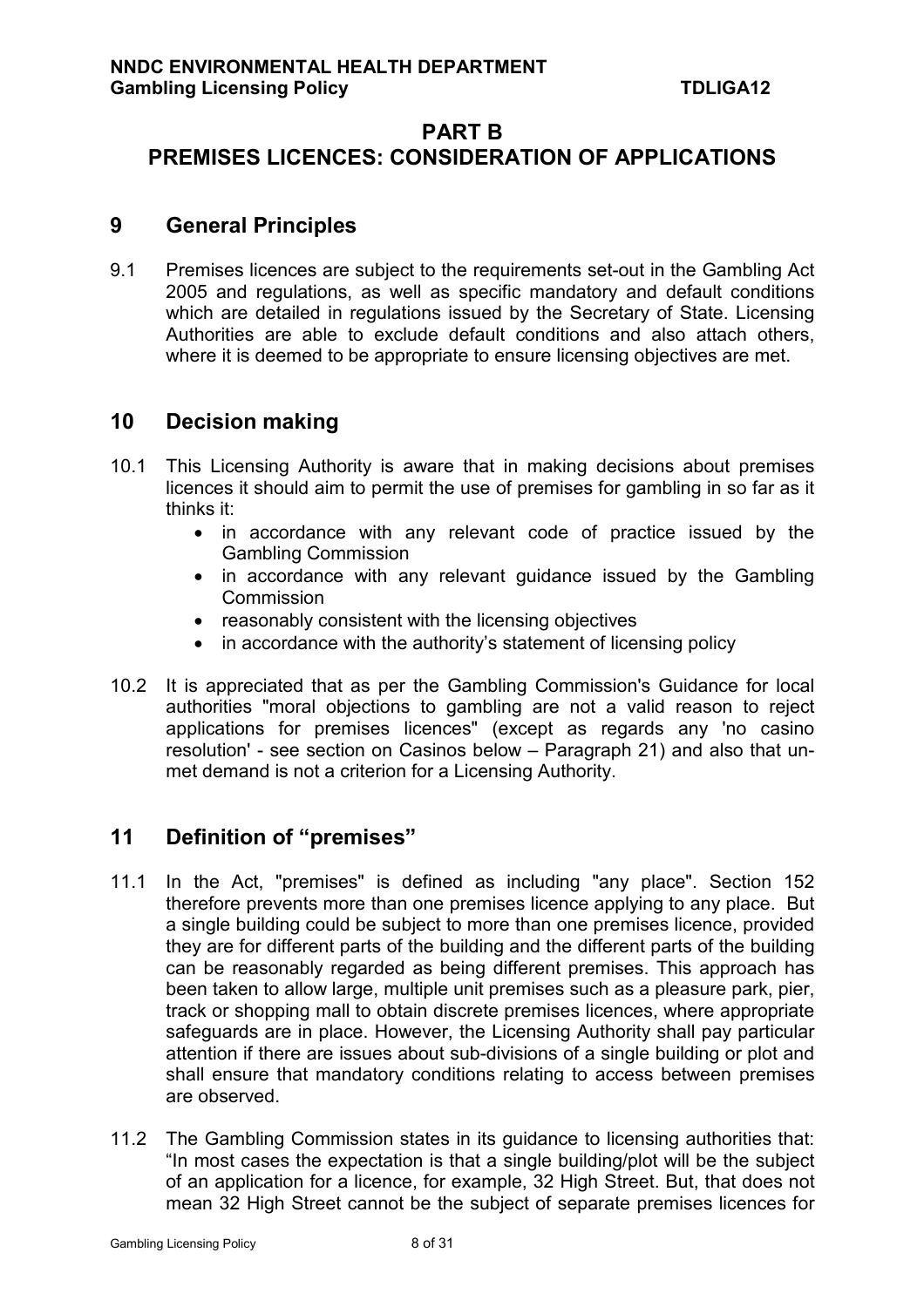# PART B
# PREMISES LICENCES: CONSIDERATION OF APPLICATIONS

## 9 General Principles

9.1 Premises licences are subject to the requirements set-out in the Gambling Act 2005 and regulations, as well as specific mandatory and default conditions which are detailed in regulations issued by the Secretary of State. Licensing Authorities are able to exclude default conditions and also attach others, where it is deemed to be appropriate to ensure licensing objectives are met.

## 10 Decision making

10.1 This Licensing Authority is aware that in making decisions about premises licences it should aim to permit the use of premises for gambling in so far as it thinks it:

- in accordance with any relevant code of practice issued by the Gambling Commission
- in accordance with any relevant guidance issued by the Gambling Commission
- reasonably consistent with the licensing objectives
- in accordance with the authority's statement of licensing policy

10.2 It is appreciated that as per the Gambling Commission's Guidance for local authorities "moral objections to gambling are not a valid reason to reject applications for premises licences" (except as regards any 'no casino resolution' - see section on Casinos below – Paragraph 21) and also that un-met demand is not a criterion for a Licensing Authority.

## 11 Definition of "premises"

11.1 In the Act, "premises" is defined as including "any place". Section 152 therefore prevents more than one premises licence applying to any place. But a single building could be subject to more than one premises licence, provided they are for different parts of the building and the different parts of the building can be reasonably regarded as being different premises. This approach has been taken to allow large, multiple unit premises such as a pleasure park, pier, track or shopping mall to obtain discrete premises licences, where appropriate safeguards are in place. However, the Licensing Authority shall pay particular attention if there are issues about sub-divisions of a single building or plot and shall ensure that mandatory conditions relating to access between premises are observed.

11.2 The Gambling Commission states in its guidance to licensing authorities that: "In most cases the expectation is that a single building/plot will be the subject of an application for a licence, for example, 32 High Street. But, that does not mean 32 High Street cannot be the subject of separate premises licences for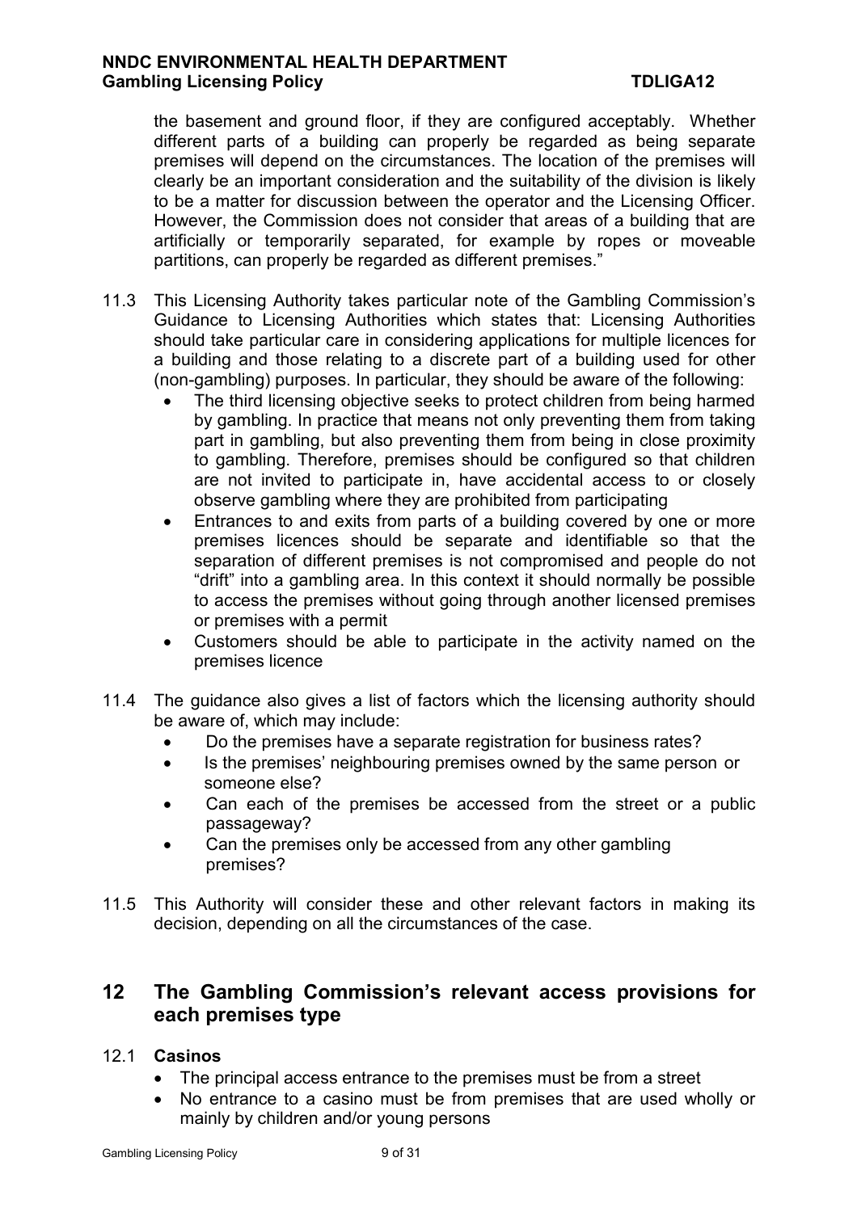the basement and ground floor, if they are configured acceptably. Whether different parts of a building can properly be regarded as being separate premises will depend on the circumstances. The location of the premises will clearly be an important consideration and the suitability of the division is likely to be a matter for discussion between the operator and the Licensing Officer. However, the Commission does not consider that areas of a building that are artificially or temporarily separated, for example by ropes or moveable partitions, can properly be regarded as different premises."

11.3 This Licensing Authority takes particular note of the Gambling Commission's Guidance to Licensing Authorities which states that: Licensing Authorities should take particular care in considering applications for multiple licences for a building and those relating to a discrete part of a building used for other (non-gambling) purposes. In particular, they should be aware of the following:

- The third licensing objective seeks to protect children from being harmed by gambling. In practice that means not only preventing them from taking part in gambling, but also preventing them from being in close proximity to gambling. Therefore, premises should be configured so that children are not invited to participate in, have accidental access to or closely observe gambling where they are prohibited from participating
- Entrances to and exits from parts of a building covered by one or more premises licences should be separate and identifiable so that the separation of different premises is not compromised and people do not "drift" into a gambling area. In this context it should normally be possible to access the premises without going through another licensed premises or premises with a permit
- Customers should be able to participate in the activity named on the premises licence

11.4 The guidance also gives a list of factors which the licensing authority should be aware of, which may include:

- Do the premises have a separate registration for business rates?
- Is the premises' neighbouring premises owned by the same person or someone else?
- Can each of the premises be accessed from the street or a public passageway?
- Can the premises only be accessed from any other gambling premises?

11.5 This Authority will consider these and other relevant factors in making its decision, depending on all the circumstances of the case.

## 12 The Gambling Commission's relevant access provisions for each premises type

### 12.1 Casinos

- The principal access entrance to the premises must be from a street
- No entrance to a casino must be from premises that are used wholly or mainly by children and/or young persons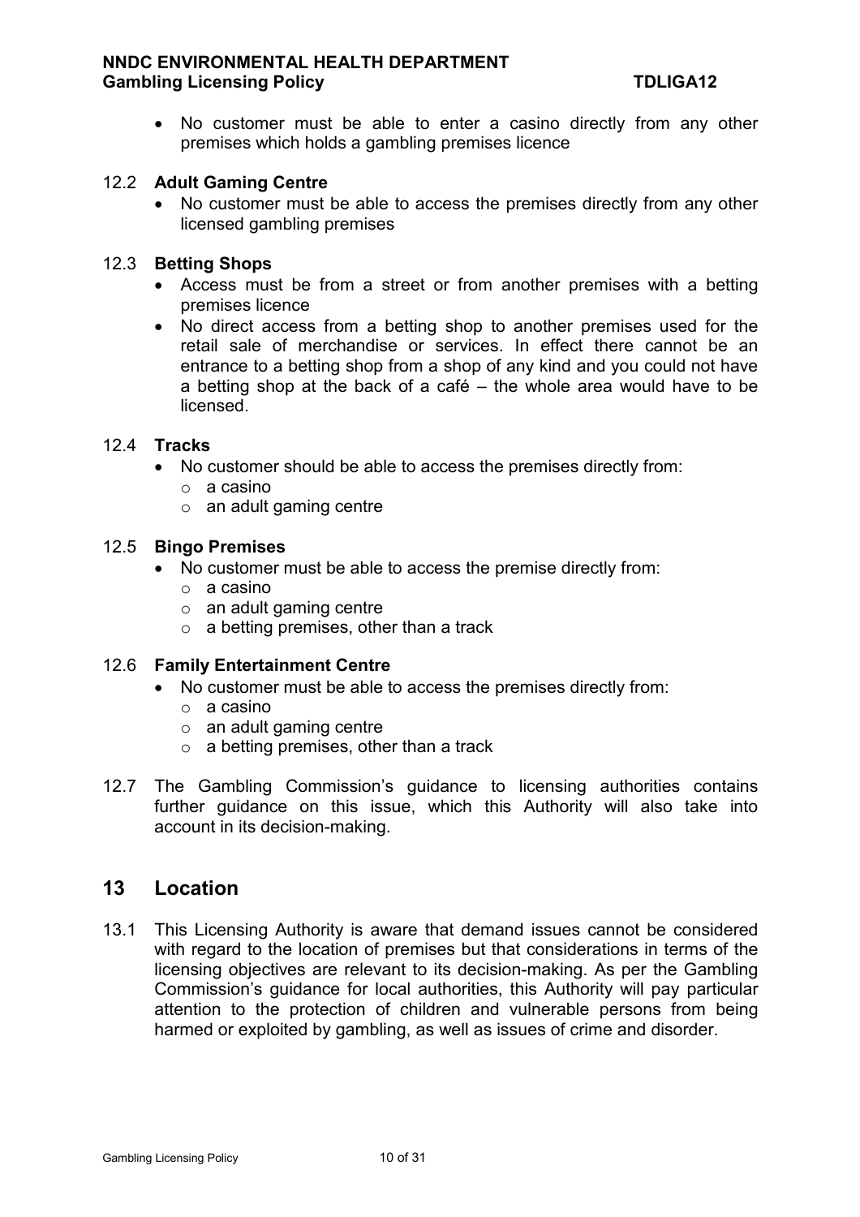- No customer must be able to enter a casino directly from any other premises which holds a gambling premises licence

12.2 **Adult Gaming Centre**

- No customer must be able to access the premises directly from any other licensed gambling premises

12.3 **Betting Shops**

- Access must be from a street or from another premises with a betting premises licence
- No direct access from a betting shop to another premises used for the retail sale of merchandise or services. In effect there cannot be an entrance to a betting shop from a shop of any kind and you could not have a betting shop at the back of a café – the whole area would have to be licensed.

12.4 **Tracks**

- No customer should be able to access the premises directly from:
    - a casino
    - an adult gaming centre

12.5 **Bingo Premises**

- No customer must be able to access the premise directly from:
    - a casino
    - an adult gaming centre
    - a betting premises, other than a track

12.6 **Family Entertainment Centre**

- No customer must be able to access the premises directly from:
    - a casino
    - an adult gaming centre
    - a betting premises, other than a track

12.7 The Gambling Commission's guidance to licensing authorities contains further guidance on this issue, which this Authority will also take into account in its decision-making.

## 13 Location

13.1 This Licensing Authority is aware that demand issues cannot be considered with regard to the location of premises but that considerations in terms of the licensing objectives are relevant to its decision-making. As per the Gambling Commission's guidance for local authorities, this Authority will pay particular attention to the protection of children and vulnerable persons from being harmed or exploited by gambling, as well as issues of crime and disorder.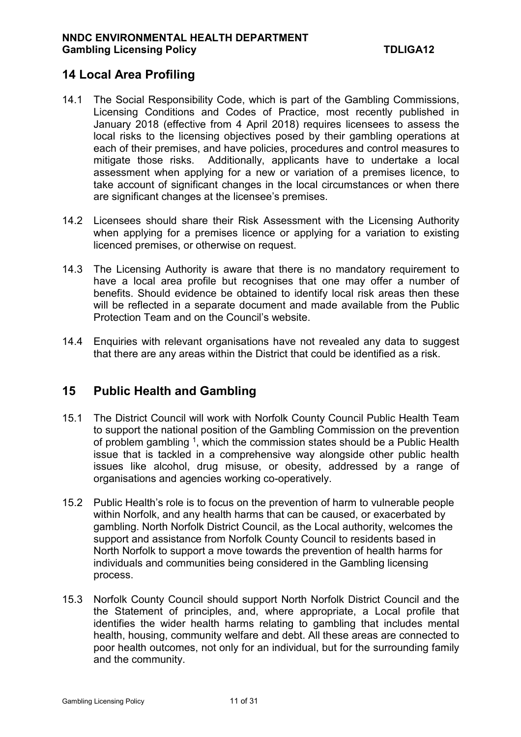## 14 Local Area Profiling

14.1 The Social Responsibility Code, which is part of the Gambling Commissions, Licensing Conditions and Codes of Practice, most recently published in January 2018 (effective from 4 April 2018) requires licensees to assess the local risks to the licensing objectives posed by their gambling operations at each of their premises, and have policies, procedures and control measures to mitigate those risks. Additionally, applicants have to undertake a local assessment when applying for a new or variation of a premises licence, to take account of significant changes in the local circumstances or when there are significant changes at the licensee's premises.

14.2 Licensees should share their Risk Assessment with the Licensing Authority when applying for a premises licence or applying for a variation to existing licenced premises, or otherwise on request.

14.3 The Licensing Authority is aware that there is no mandatory requirement to have a local area profile but recognises that one may offer a number of benefits. Should evidence be obtained to identify local risk areas then these will be reflected in a separate document and made available from the Public Protection Team and on the Council's website.

14.4 Enquiries with relevant organisations have not revealed any data to suggest that there are any areas within the District that could be identified as a risk.

## 15 Public Health and Gambling

15.1 The District Council will work with Norfolk County Council Public Health Team to support the national position of the Gambling Commission on the prevention of problem gambling [1], which the commission states should be a Public Health issue that is tackled in a comprehensive way alongside other public health issues like alcohol, drug misuse, or obesity, addressed by a range of organisations and agencies working co-operatively.

15.2 Public Health's role is to focus on the prevention of harm to vulnerable people within Norfolk, and any health harms that can be caused, or exacerbated by gambling. North Norfolk District Council, as the Local authority, welcomes the support and assistance from Norfolk County Council to residents based in North Norfolk to support a move towards the prevention of health harms for individuals and communities being considered in the Gambling licensing process.

15.3 Norfolk County Council should support North Norfolk District Council and the the Statement of principles, and, where appropriate, a Local profile that identifies the wider health harms relating to gambling that includes mental health, housing, community welfare and debt. All these areas are connected to poor health outcomes, not only for an individual, but for the surrounding family and the community.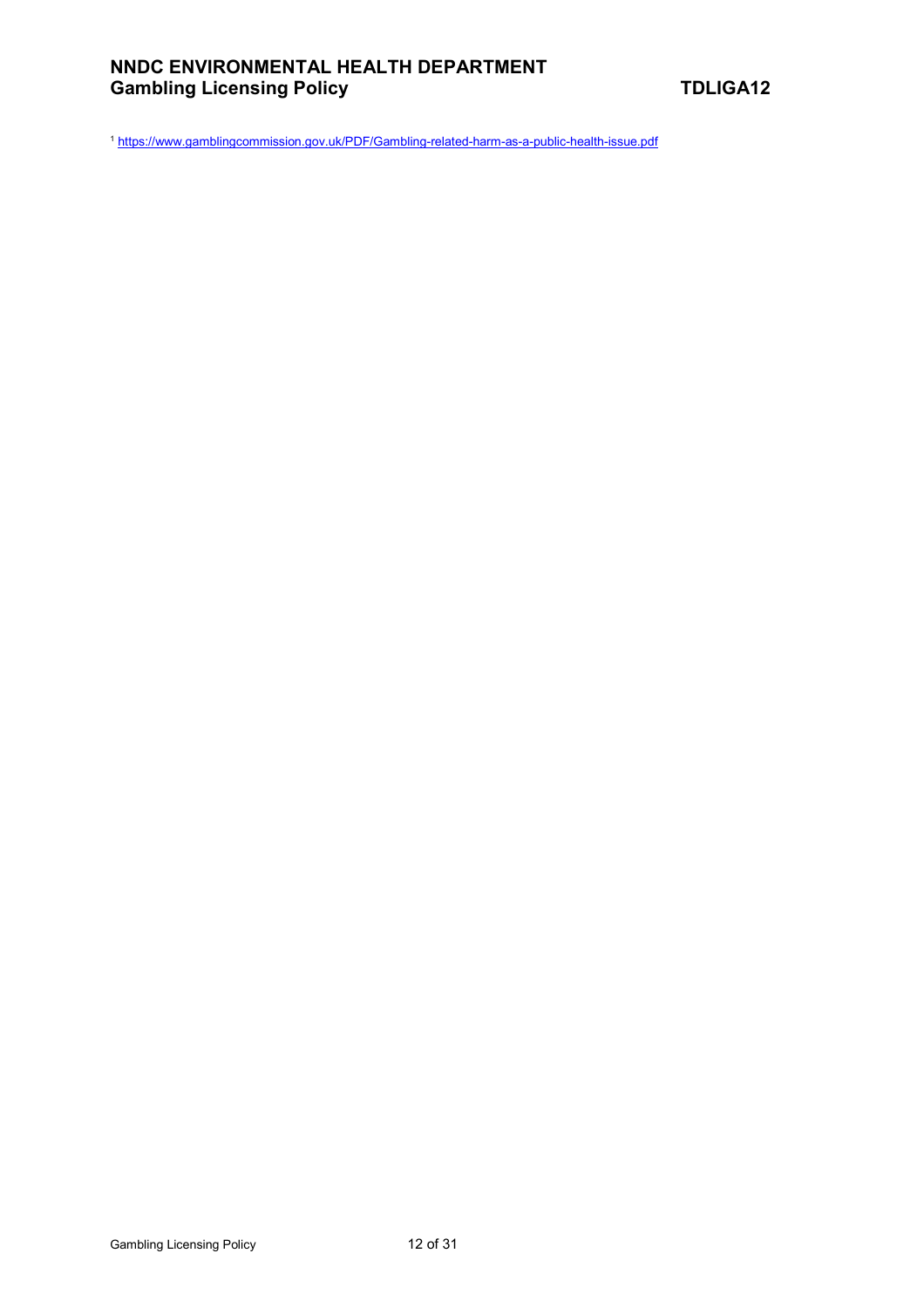[1] https://www.gamblingcommission.gov.uk/PDF/Gambling-related-harm-as-a-public-health-issue.pdf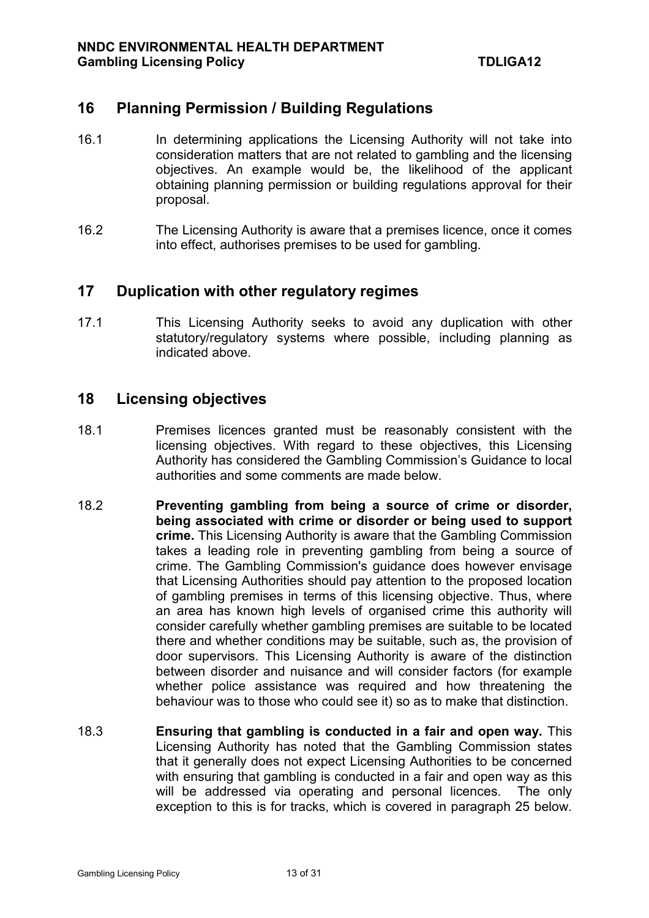## 16 Planning Permission / Building Regulations

16.1 In determining applications the Licensing Authority will not take into consideration matters that are not related to gambling and the licensing objectives. An example would be, the likelihood of the applicant obtaining planning permission or building regulations approval for their proposal.

16.2 The Licensing Authority is aware that a premises licence, once it comes into effect, authorises premises to be used for gambling.

## 17 Duplication with other regulatory regimes

17.1 This Licensing Authority seeks to avoid any duplication with other statutory/regulatory systems where possible, including planning as indicated above.

## 18 Licensing objectives

18.1 Premises licences granted must be reasonably consistent with the licensing objectives. With regard to these objectives, this Licensing Authority has considered the Gambling Commission's Guidance to local authorities and some comments are made below.

18.2 **Preventing gambling from being a source of crime or disorder, being associated with crime or disorder or being used to support crime.** This Licensing Authority is aware that the Gambling Commission takes a leading role in preventing gambling from being a source of crime. The Gambling Commission's guidance does however envisage that Licensing Authorities should pay attention to the proposed location of gambling premises in terms of this licensing objective. Thus, where an area has known high levels of organised crime this authority will consider carefully whether gambling premises are suitable to be located there and whether conditions may be suitable, such as, the provision of door supervisors. This Licensing Authority is aware of the distinction between disorder and nuisance and will consider factors (for example whether police assistance was required and how threatening the behaviour was to those who could see it) so as to make that distinction.

18.3 **Ensuring that gambling is conducted in a fair and open way.** This Licensing Authority has noted that the Gambling Commission states that it generally does not expect Licensing Authorities to be concerned with ensuring that gambling is conducted in a fair and open way as this will be addressed via operating and personal licences. The only exception to this is for tracks, which is covered in paragraph 25 below.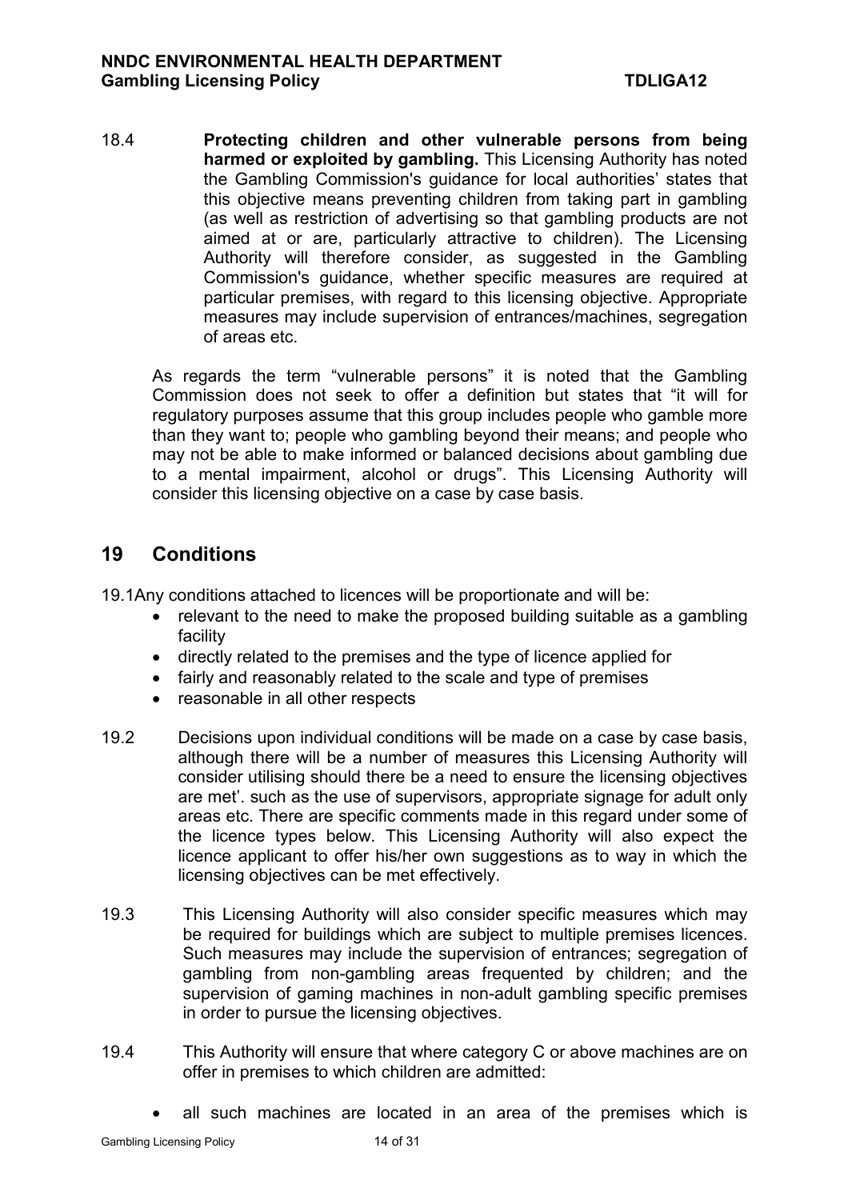18.4 **Protecting children and other vulnerable persons from being harmed or exploited by gambling.** This Licensing Authority has noted the Gambling Commission's guidance for local authorities' states that this objective means preventing children from taking part in gambling (as well as restriction of advertising so that gambling products are not aimed at or are, particularly attractive to children). The Licensing Authority will therefore consider, as suggested in the Gambling Commission's guidance, whether specific measures are required at particular premises, with regard to this licensing objective. Appropriate measures may include supervision of entrances/machines, segregation of areas etc.

As regards the term "vulnerable persons" it is noted that the Gambling Commission does not seek to offer a definition but states that "it will for regulatory purposes assume that this group includes people who gamble more than they want to; people who gambling beyond their means; and people who may not be able to make informed or balanced decisions about gambling due to a mental impairment, alcohol or drugs". This Licensing Authority will consider this licensing objective on a case by case basis.

## 19 Conditions

19.1 Any conditions attached to licences will be proportionate and will be:

- relevant to the need to make the proposed building suitable as a gambling facility
- directly related to the premises and the type of licence applied for
- fairly and reasonably related to the scale and type of premises
- reasonable in all other respects

19.2 Decisions upon individual conditions will be made on a case by case basis, although there will be a number of measures this Licensing Authority will consider utilising should there be a need to ensure the licensing objectives are met'. such as the use of supervisors, appropriate signage for adult only areas etc. There are specific comments made in this regard under some of the licence types below. This Licensing Authority will also expect the licence applicant to offer his/her own suggestions as to way in which the licensing objectives can be met effectively.

19.3 This Licensing Authority will also consider specific measures which may be required for buildings which are subject to multiple premises licences. Such measures may include the supervision of entrances; segregation of gambling from non-gambling areas frequented by children; and the supervision of gaming machines in non-adult gambling specific premises in order to pursue the licensing objectives.

19.4 This Authority will ensure that where category C or above machines are on offer in premises to which children are admitted:

- all such machines are located in an area of the premises which is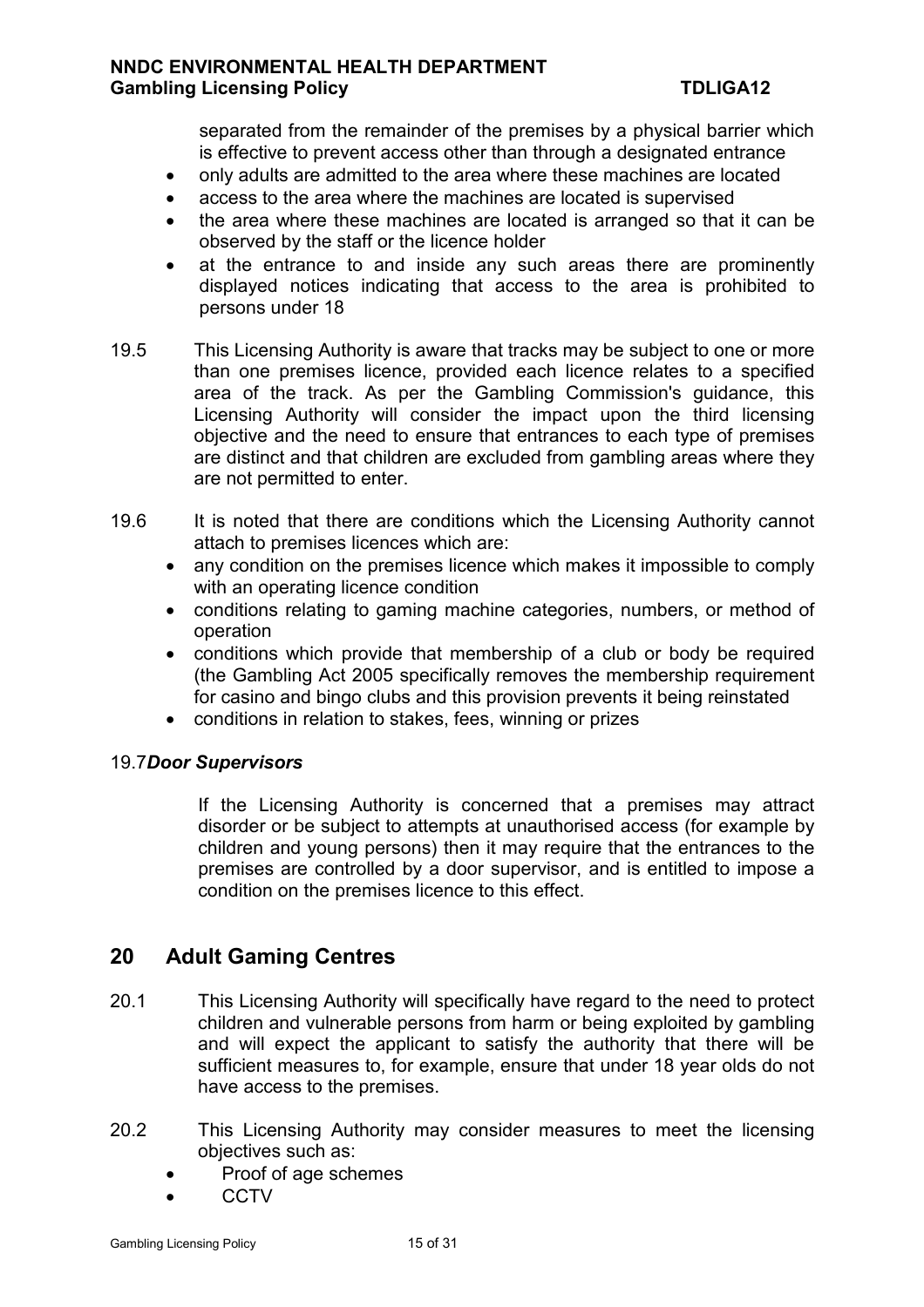separated from the remainder of the premises by a physical barrier which is effective to prevent access other than through a designated entrance

- only adults are admitted to the area where these machines are located
- access to the area where the machines are located is supervised
- the area where these machines are located is arranged so that it can be observed by the staff or the licence holder
- at the entrance to and inside any such areas there are prominently displayed notices indicating that access to the area is prohibited to persons under 18

19.5 This Licensing Authority is aware that tracks may be subject to one or more than one premises licence, provided each licence relates to a specified area of the track. As per the Gambling Commission's guidance, this Licensing Authority will consider the impact upon the third licensing objective and the need to ensure that entrances to each type of premises are distinct and that children are excluded from gambling areas where they are not permitted to enter.

19.6 It is noted that there are conditions which the Licensing Authority cannot attach to premises licences which are:

- any condition on the premises licence which makes it impossible to comply with an operating licence condition
- conditions relating to gaming machine categories, numbers, or method of operation
- conditions which provide that membership of a club or body be required (the Gambling Act 2005 specifically removes the membership requirement for casino and bingo clubs and this provision prevents it being reinstated
- conditions in relation to stakes, fees, winning or prizes

19.7 ***Door Supervisors***

If the Licensing Authority is concerned that a premises may attract disorder or be subject to attempts at unauthorised access (for example by children and young persons) then it may require that the entrances to the premises are controlled by a door supervisor, and is entitled to impose a condition on the premises licence to this effect.

## 20 Adult Gaming Centres

20.1 This Licensing Authority will specifically have regard to the need to protect children and vulnerable persons from harm or being exploited by gambling and will expect the applicant to satisfy the authority that there will be sufficient measures to, for example, ensure that under 18 year olds do not have access to the premises.

20.2 This Licensing Authority may consider measures to meet the licensing objectives such as:

- Proof of age schemes
- CCTV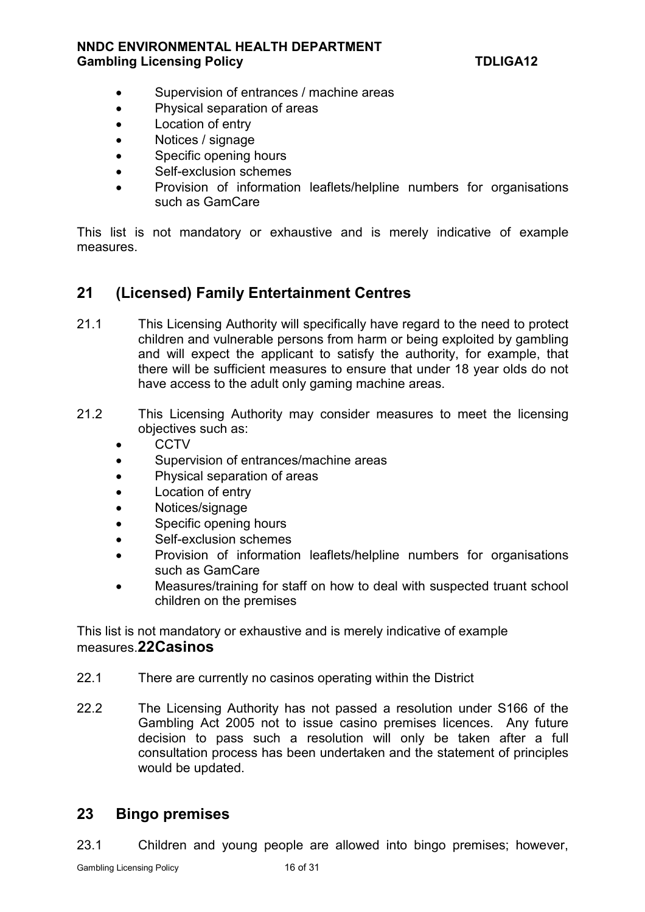- Supervision of entrances / machine areas
- Physical separation of areas
- Location of entry
- Notices / signage
- Specific opening hours
- Self-exclusion schemes
- Provision of information leaflets/helpline numbers for organisations such as GamCare

This list is not mandatory or exhaustive and is merely indicative of example measures.

## 21 (Licensed) Family Entertainment Centres

21.1 This Licensing Authority will specifically have regard to the need to protect children and vulnerable persons from harm or being exploited by gambling and will expect the applicant to satisfy the authority, for example, that there will be sufficient measures to ensure that under 18 year olds do not have access to the adult only gaming machine areas.

21.2 This Licensing Authority may consider measures to meet the licensing objectives such as:

- CCTV
- Supervision of entrances/machine areas
- Physical separation of areas
- Location of entry
- Notices/signage
- Specific opening hours
- Self-exclusion schemes
- Provision of information leaflets/helpline numbers for organisations such as GamCare
- Measures/training for staff on how to deal with suspected truant school children on the premises

This list is not mandatory or exhaustive and is merely indicative of example measures.

## 22 Casinos

22.1 There are currently no casinos operating within the District

22.2 The Licensing Authority has not passed a resolution under S166 of the Gambling Act 2005 not to issue casino premises licences. Any future decision to pass such a resolution will only be taken after a full consultation process has been undertaken and the statement of principles would be updated.

## 23 Bingo premises

23.1 Children and young people are allowed into bingo premises; however,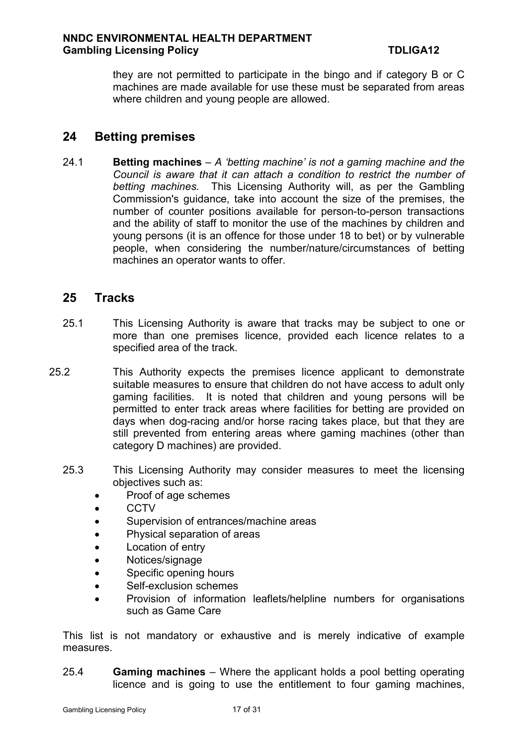they are not permitted to participate in the bingo and if category B or C machines are made available for use these must be separated from areas where children and young people are allowed.

## 24 Betting premises

24.1 **Betting machines** – *A 'betting machine' is not a gaming machine and the Council is aware that it can attach a condition to restrict the number of betting machines.* This Licensing Authority will, as per the Gambling Commission's guidance, take into account the size of the premises, the number of counter positions available for person-to-person transactions and the ability of staff to monitor the use of the machines by children and young persons (it is an offence for those under 18 to bet) or by vulnerable people, when considering the number/nature/circumstances of betting machines an operator wants to offer.

## 25 Tracks

25.1 This Licensing Authority is aware that tracks may be subject to one or more than one premises licence, provided each licence relates to a specified area of the track.

25.2 This Authority expects the premises licence applicant to demonstrate suitable measures to ensure that children do not have access to adult only gaming facilities. It is noted that children and young persons will be permitted to enter track areas where facilities for betting are provided on days when dog-racing and/or horse racing takes place, but that they are still prevented from entering areas where gaming machines (other than category D machines) are provided.

25.3 This Licensing Authority may consider measures to meet the licensing objectives such as:

- Proof of age schemes
- CCTV
- Supervision of entrances/machine areas
- Physical separation of areas
- Location of entry
- Notices/signage
- Specific opening hours
- Self-exclusion schemes
- Provision of information leaflets/helpline numbers for organisations such as Game Care

This list is not mandatory or exhaustive and is merely indicative of example measures.

25.4 **Gaming machines** – Where the applicant holds a pool betting operating licence and is going to use the entitlement to four gaming machines,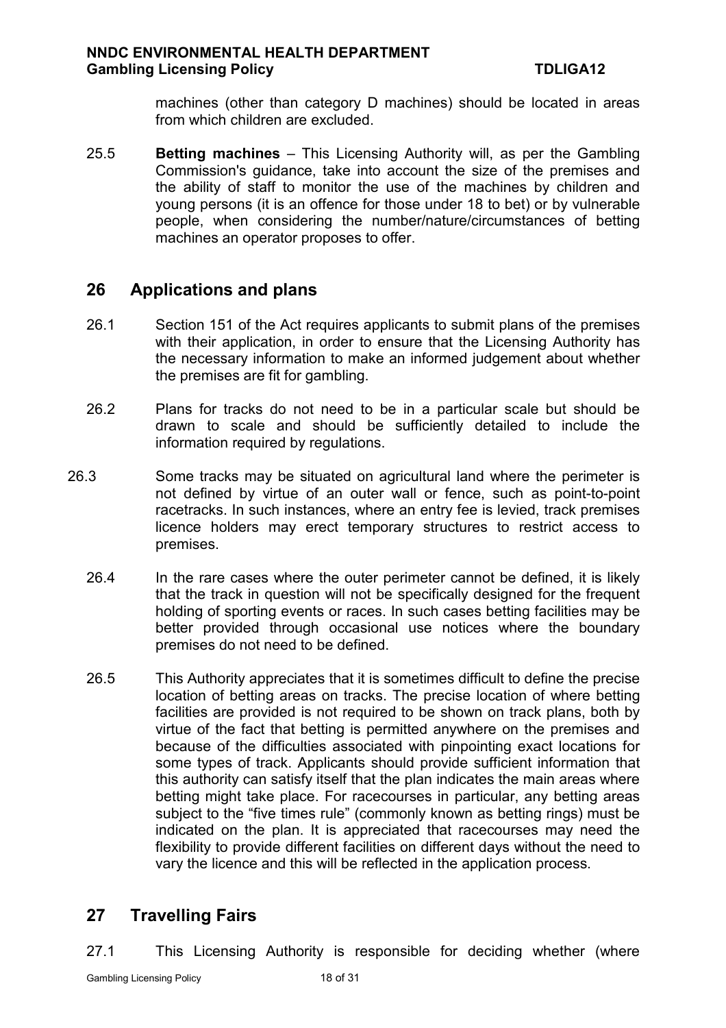machines (other than category D machines) should be located in areas from which children are excluded.

25.5 **Betting machines** – This Licensing Authority will, as per the Gambling Commission's guidance, take into account the size of the premises and the ability of staff to monitor the use of the machines by children and young persons (it is an offence for those under 18 to bet) or by vulnerable people, when considering the number/nature/circumstances of betting machines an operator proposes to offer.

## 26 Applications and plans

26.1 Section 151 of the Act requires applicants to submit plans of the premises with their application, in order to ensure that the Licensing Authority has the necessary information to make an informed judgement about whether the premises are fit for gambling.

26.2 Plans for tracks do not need to be in a particular scale but should be drawn to scale and should be sufficiently detailed to include the information required by regulations.

26.3 Some tracks may be situated on agricultural land where the perimeter is not defined by virtue of an outer wall or fence, such as point-to-point racetracks. In such instances, where an entry fee is levied, track premises licence holders may erect temporary structures to restrict access to premises.

26.4 In the rare cases where the outer perimeter cannot be defined, it is likely that the track in question will not be specifically designed for the frequent holding of sporting events or races. In such cases betting facilities may be better provided through occasional use notices where the boundary premises do not need to be defined.

26.5 This Authority appreciates that it is sometimes difficult to define the precise location of betting areas on tracks. The precise location of where betting facilities are provided is not required to be shown on track plans, both by virtue of the fact that betting is permitted anywhere on the premises and because of the difficulties associated with pinpointing exact locations for some types of track. Applicants should provide sufficient information that this authority can satisfy itself that the plan indicates the main areas where betting might take place. For racecourses in particular, any betting areas subject to the "five times rule" (commonly known as betting rings) must be indicated on the plan. It is appreciated that racecourses may need the flexibility to provide different facilities on different days without the need to vary the licence and this will be reflected in the application process.

## 27 Travelling Fairs

27.1 This Licensing Authority is responsible for deciding whether (where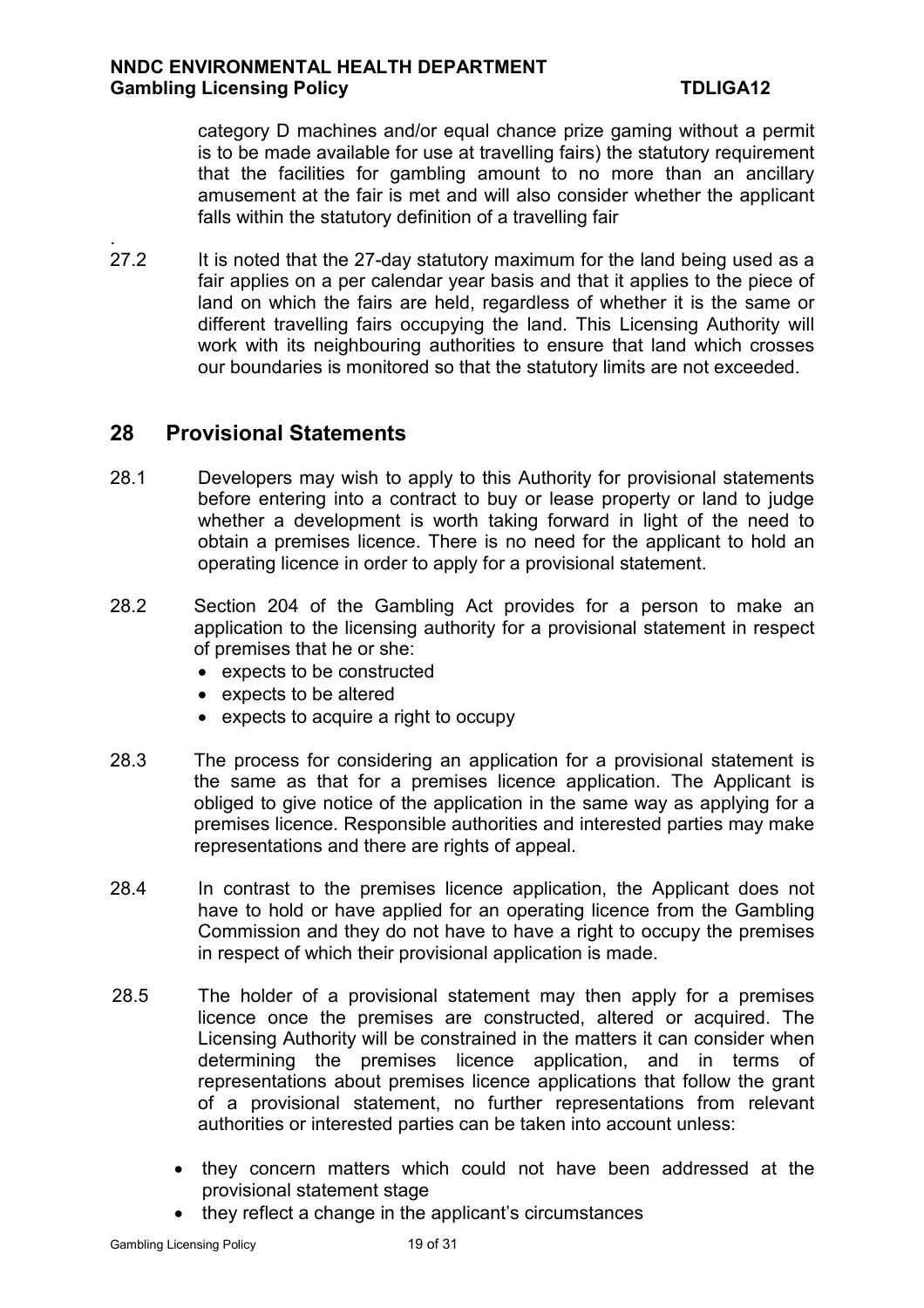category D machines and/or equal chance prize gaming without a permit is to be made available for use at travelling fairs) the statutory requirement that the facilities for gambling amount to no more than an ancillary amusement at the fair is met and will also consider whether the applicant falls within the statutory definition of a travelling fair

27.2 It is noted that the 27-day statutory maximum for the land being used as a fair applies on a per calendar year basis and that it applies to the piece of land on which the fairs are held, regardless of whether it is the same or different travelling fairs occupying the land. This Licensing Authority will work with its neighbouring authorities to ensure that land which crosses our boundaries is monitored so that the statutory limits are not exceeded.

## 28 Provisional Statements

28.1 Developers may wish to apply to this Authority for provisional statements before entering into a contract to buy or lease property or land to judge whether a development is worth taking forward in light of the need to obtain a premises licence. There is no need for the applicant to hold an operating licence in order to apply for a provisional statement.

28.2 Section 204 of the Gambling Act provides for a person to make an application to the licensing authority for a provisional statement in respect of premises that he or she:

- expects to be constructed
- expects to be altered
- expects to acquire a right to occupy

28.3 The process for considering an application for a provisional statement is the same as that for a premises licence application. The Applicant is obliged to give notice of the application in the same way as applying for a premises licence. Responsible authorities and interested parties may make representations and there are rights of appeal.

28.4 In contrast to the premises licence application, the Applicant does not have to hold or have applied for an operating licence from the Gambling Commission and they do not have to have a right to occupy the premises in respect of which their provisional application is made.

28.5 The holder of a provisional statement may then apply for a premises licence once the premises are constructed, altered or acquired. The Licensing Authority will be constrained in the matters it can consider when determining the premises licence application, and in terms of representations about premises licence applications that follow the grant of a provisional statement, no further representations from relevant authorities or interested parties can be taken into account unless:

- they concern matters which could not have been addressed at the provisional statement stage
- they reflect a change in the applicant's circumstances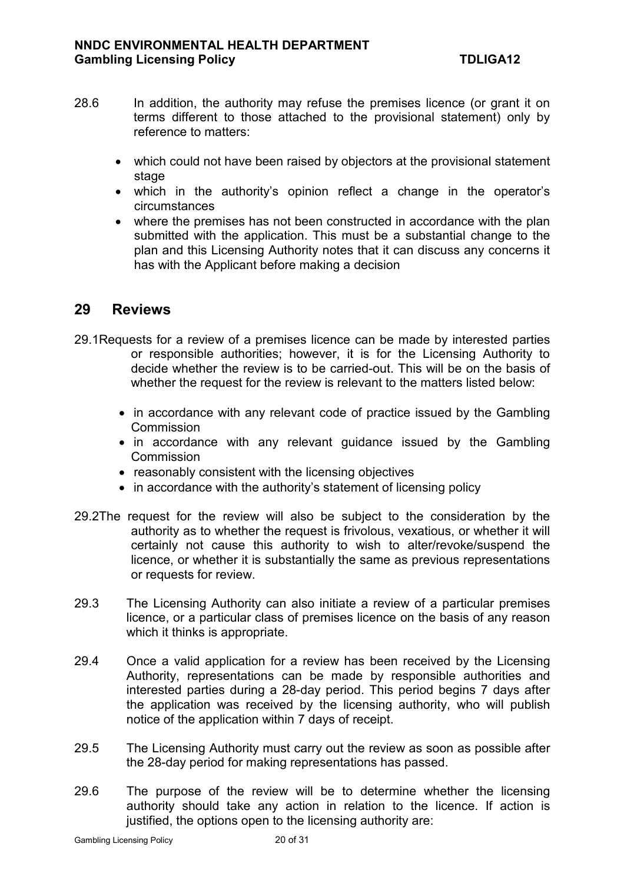28.6 In addition, the authority may refuse the premises licence (or grant it on terms different to those attached to the provisional statement) only by reference to matters:

- which could not have been raised by objectors at the provisional statement stage
- which in the authority's opinion reflect a change in the operator's circumstances
- where the premises has not been constructed in accordance with the plan submitted with the application. This must be a substantial change to the plan and this Licensing Authority notes that it can discuss any concerns it has with the Applicant before making a decision

## 29 Reviews

29.1 Requests for a review of a premises licence can be made by interested parties or responsible authorities; however, it is for the Licensing Authority to decide whether the review is to be carried-out. This will be on the basis of whether the request for the review is relevant to the matters listed below:

- in accordance with any relevant code of practice issued by the Gambling Commission
- in accordance with any relevant guidance issued by the Gambling Commission
- reasonably consistent with the licensing objectives
- in accordance with the authority's statement of licensing policy

29.2 The request for the review will also be subject to the consideration by the authority as to whether the request is frivolous, vexatious, or whether it will certainly not cause this authority to wish to alter/revoke/suspend the licence, or whether it is substantially the same as previous representations or requests for review.

29.3 The Licensing Authority can also initiate a review of a particular premises licence, or a particular class of premises licence on the basis of any reason which it thinks is appropriate.

29.4 Once a valid application for a review has been received by the Licensing Authority, representations can be made by responsible authorities and interested parties during a 28-day period. This period begins 7 days after the application was received by the licensing authority, who will publish notice of the application within 7 days of receipt.

29.5 The Licensing Authority must carry out the review as soon as possible after the 28-day period for making representations has passed.

29.6 The purpose of the review will be to determine whether the licensing authority should take any action in relation to the licence. If action is justified, the options open to the licensing authority are: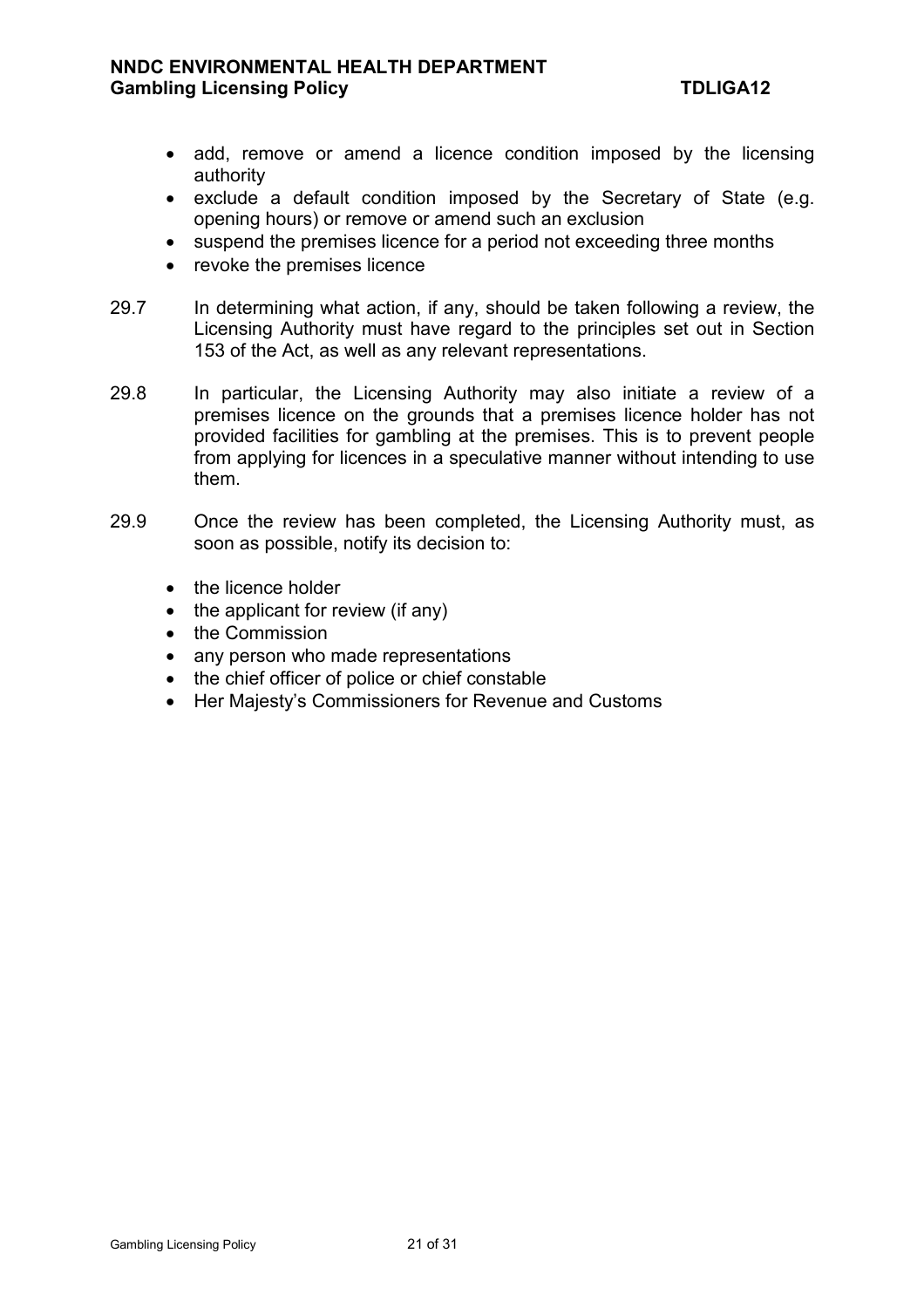- add, remove or amend a licence condition imposed by the licensing authority
- exclude a default condition imposed by the Secretary of State (e.g. opening hours) or remove or amend such an exclusion
- suspend the premises licence for a period not exceeding three months
- revoke the premises licence

29.7 In determining what action, if any, should be taken following a review, the Licensing Authority must have regard to the principles set out in Section 153 of the Act, as well as any relevant representations.

29.8 In particular, the Licensing Authority may also initiate a review of a premises licence on the grounds that a premises licence holder has not provided facilities for gambling at the premises. This is to prevent people from applying for licences in a speculative manner without intending to use them.

29.9 Once the review has been completed, the Licensing Authority must, as soon as possible, notify its decision to:

- the licence holder
- the applicant for review (if any)
- the Commission
- any person who made representations
- the chief officer of police or chief constable
- Her Majesty's Commissioners for Revenue and Customs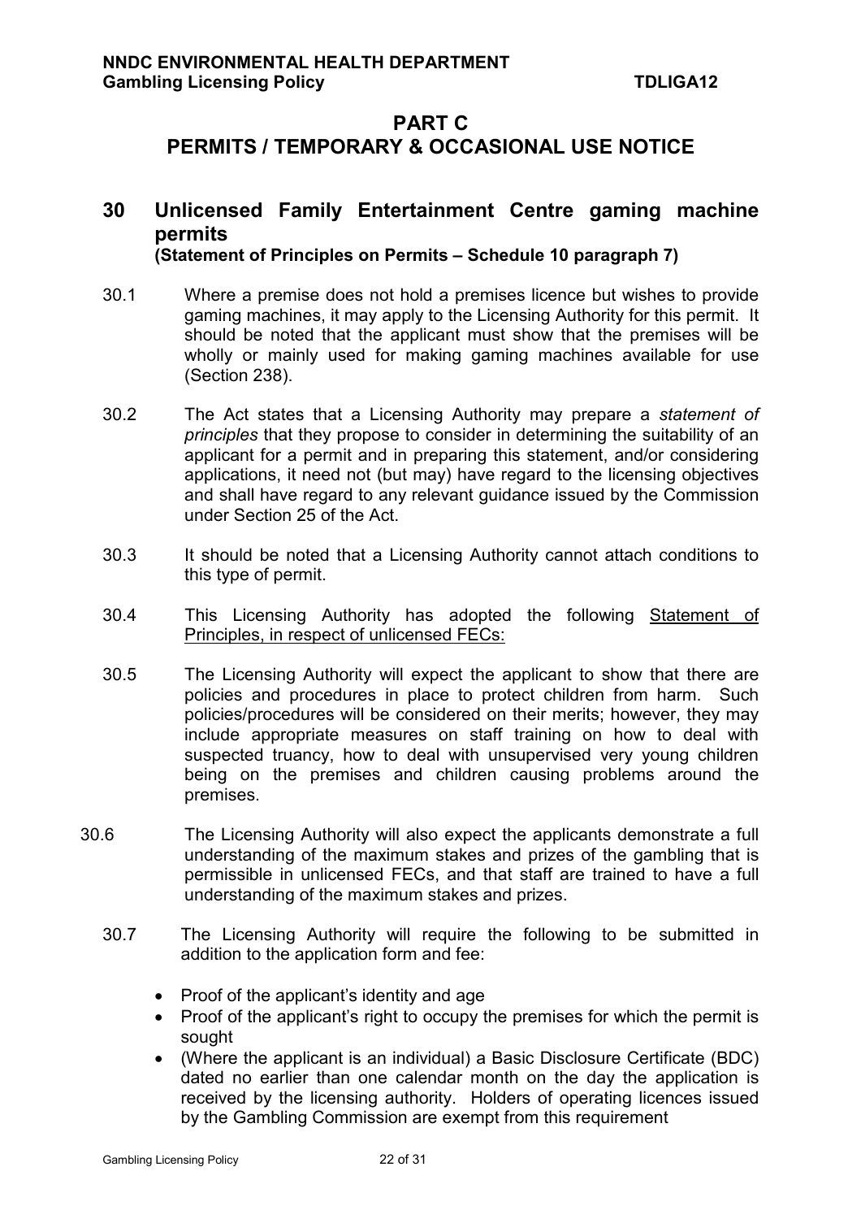# PART C
# PERMITS / TEMPORARY & OCCASIONAL USE NOTICE

## 30 Unlicensed Family Entertainment Centre gaming machine permits
**(Statement of Principles on Permits – Schedule 10 paragraph 7)**

30.1 Where a premise does not hold a premises licence but wishes to provide gaming machines, it may apply to the Licensing Authority for this permit. It should be noted that the applicant must show that the premises will be wholly or mainly used for making gaming machines available for use (Section 238).

30.2 The Act states that a Licensing Authority may prepare a *statement of principles* that they propose to consider in determining the suitability of an applicant for a permit and in preparing this statement, and/or considering applications, it need not (but may) have regard to the licensing objectives and shall have regard to any relevant guidance issued by the Commission under Section 25 of the Act.

30.3 It should be noted that a Licensing Authority cannot attach conditions to this type of permit.

30.4 This Licensing Authority has adopted the following Statement of Principles, in respect of unlicensed FECs:

30.5 The Licensing Authority will expect the applicant to show that there are policies and procedures in place to protect children from harm. Such policies/procedures will be considered on their merits; however, they may include appropriate measures on staff training on how to deal with suspected truancy, how to deal with unsupervised very young children being on the premises and children causing problems around the premises.

30.6 The Licensing Authority will also expect the applicants demonstrate a full understanding of the maximum stakes and prizes of the gambling that is permissible in unlicensed FECs, and that staff are trained to have a full understanding of the maximum stakes and prizes.

30.7 The Licensing Authority will require the following to be submitted in addition to the application form and fee:

- Proof of the applicant's identity and age
- Proof of the applicant's right to occupy the premises for which the permit is sought
- (Where the applicant is an individual) a Basic Disclosure Certificate (BDC) dated no earlier than one calendar month on the day the application is received by the licensing authority. Holders of operating licences issued by the Gambling Commission are exempt from this requirement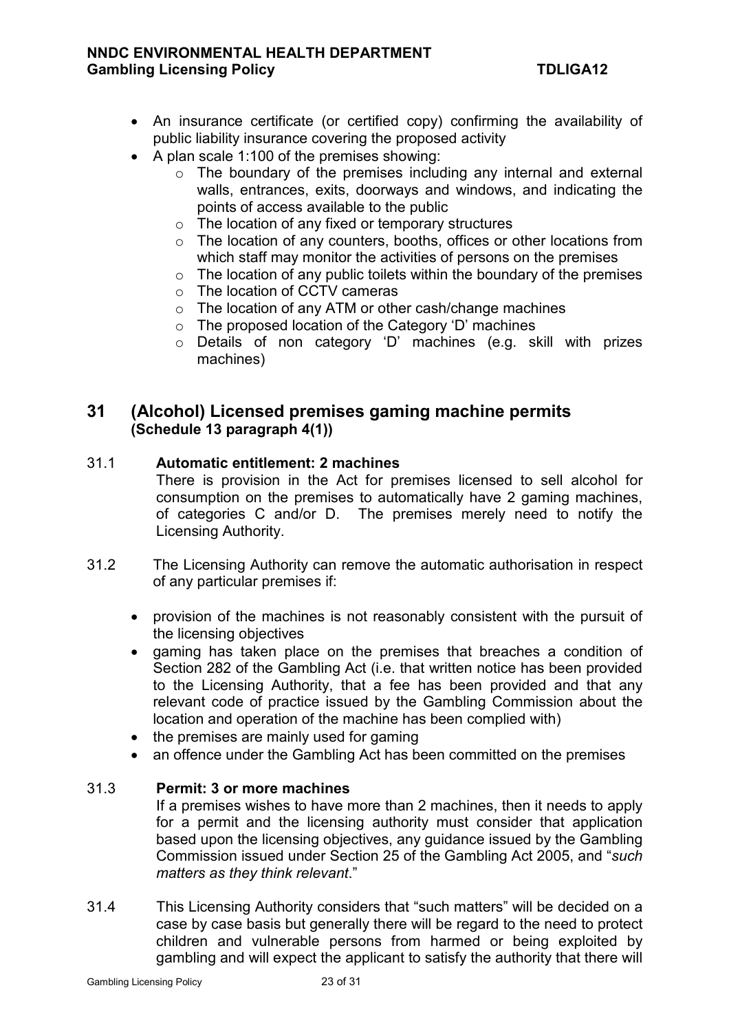- An insurance certificate (or certified copy) confirming the availability of public liability insurance covering the proposed activity
- A plan scale 1:100 of the premises showing:
    - The boundary of the premises including any internal and external walls, entrances, exits, doorways and windows, and indicating the points of access available to the public
    - The location of any fixed or temporary structures
    - The location of any counters, booths, offices or other locations from which staff may monitor the activities of persons on the premises
    - The location of any public toilets within the boundary of the premises
    - The location of CCTV cameras
    - The location of any ATM or other cash/change machines
    - The proposed location of the Category 'D' machines
    - Details of non category 'D' machines (e.g. skill with prizes machines)

## 31 (Alcohol) Licensed premises gaming machine permits (Schedule 13 paragraph 4(1))

31.1 **Automatic entitlement: 2 machines**
There is provision in the Act for premises licensed to sell alcohol for consumption on the premises to automatically have 2 gaming machines, of categories C and/or D. The premises merely need to notify the Licensing Authority.

31.2 The Licensing Authority can remove the automatic authorisation in respect of any particular premises if:

- provision of the machines is not reasonably consistent with the pursuit of the licensing objectives
- gaming has taken place on the premises that breaches a condition of Section 282 of the Gambling Act (i.e. that written notice has been provided to the Licensing Authority, that a fee has been provided and that any relevant code of practice issued by the Gambling Commission about the location and operation of the machine has been complied with)
- the premises are mainly used for gaming
- an offence under the Gambling Act has been committed on the premises

31.3 **Permit: 3 or more machines**
If a premises wishes to have more than 2 machines, then it needs to apply for a permit and the licensing authority must consider that application based upon the licensing objectives, any guidance issued by the Gambling Commission issued under Section 25 of the Gambling Act 2005, and "*such matters as they think relevant*."

31.4 This Licensing Authority considers that "such matters" will be decided on a case by case basis but generally there will be regard to the need to protect children and vulnerable persons from harmed or being exploited by gambling and will expect the applicant to satisfy the authority that there will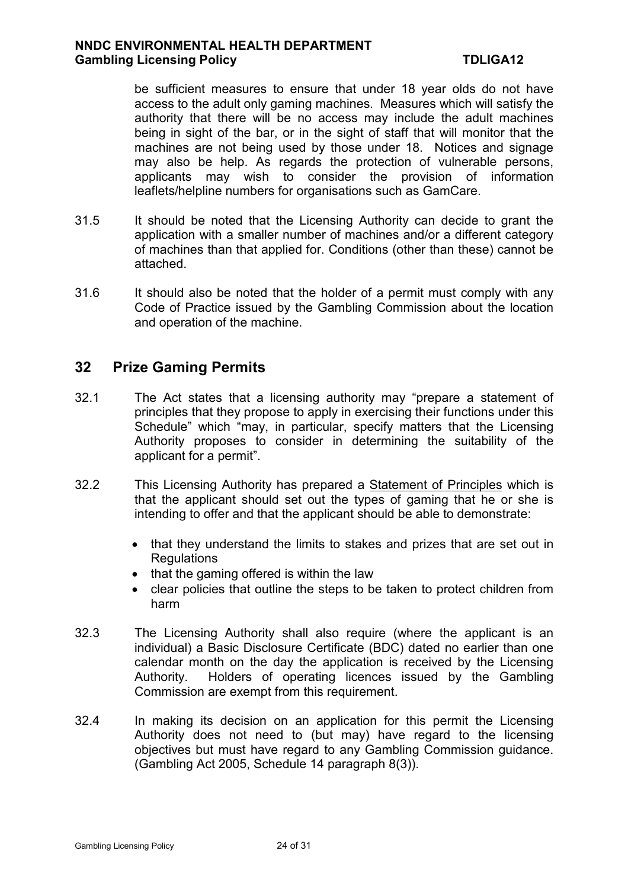be sufficient measures to ensure that under 18 year olds do not have access to the adult only gaming machines. Measures which will satisfy the authority that there will be no access may include the adult machines being in sight of the bar, or in the sight of staff that will monitor that the machines are not being used by those under 18. Notices and signage may also be help. As regards the protection of vulnerable persons, applicants may wish to consider the provision of information leaflets/helpline numbers for organisations such as GamCare.

31.5 It should be noted that the Licensing Authority can decide to grant the application with a smaller number of machines and/or a different category of machines than that applied for. Conditions (other than these) cannot be attached.

31.6 It should also be noted that the holder of a permit must comply with any Code of Practice issued by the Gambling Commission about the location and operation of the machine.

## 32 Prize Gaming Permits

32.1 The Act states that a licensing authority may "prepare a statement of principles that they propose to apply in exercising their functions under this Schedule" which "may, in particular, specify matters that the Licensing Authority proposes to consider in determining the suitability of the applicant for a permit".

32.2 This Licensing Authority has prepared a Statement of Principles which is that the applicant should set out the types of gaming that he or she is intending to offer and that the applicant should be able to demonstrate:

- that they understand the limits to stakes and prizes that are set out in Regulations
- that the gaming offered is within the law
- clear policies that outline the steps to be taken to protect children from harm

32.3 The Licensing Authority shall also require (where the applicant is an individual) a Basic Disclosure Certificate (BDC) dated no earlier than one calendar month on the day the application is received by the Licensing Authority. Holders of operating licences issued by the Gambling Commission are exempt from this requirement.

32.4 In making its decision on an application for this permit the Licensing Authority does not need to (but may) have regard to the licensing objectives but must have regard to any Gambling Commission guidance. (Gambling Act 2005, Schedule 14 paragraph 8(3)).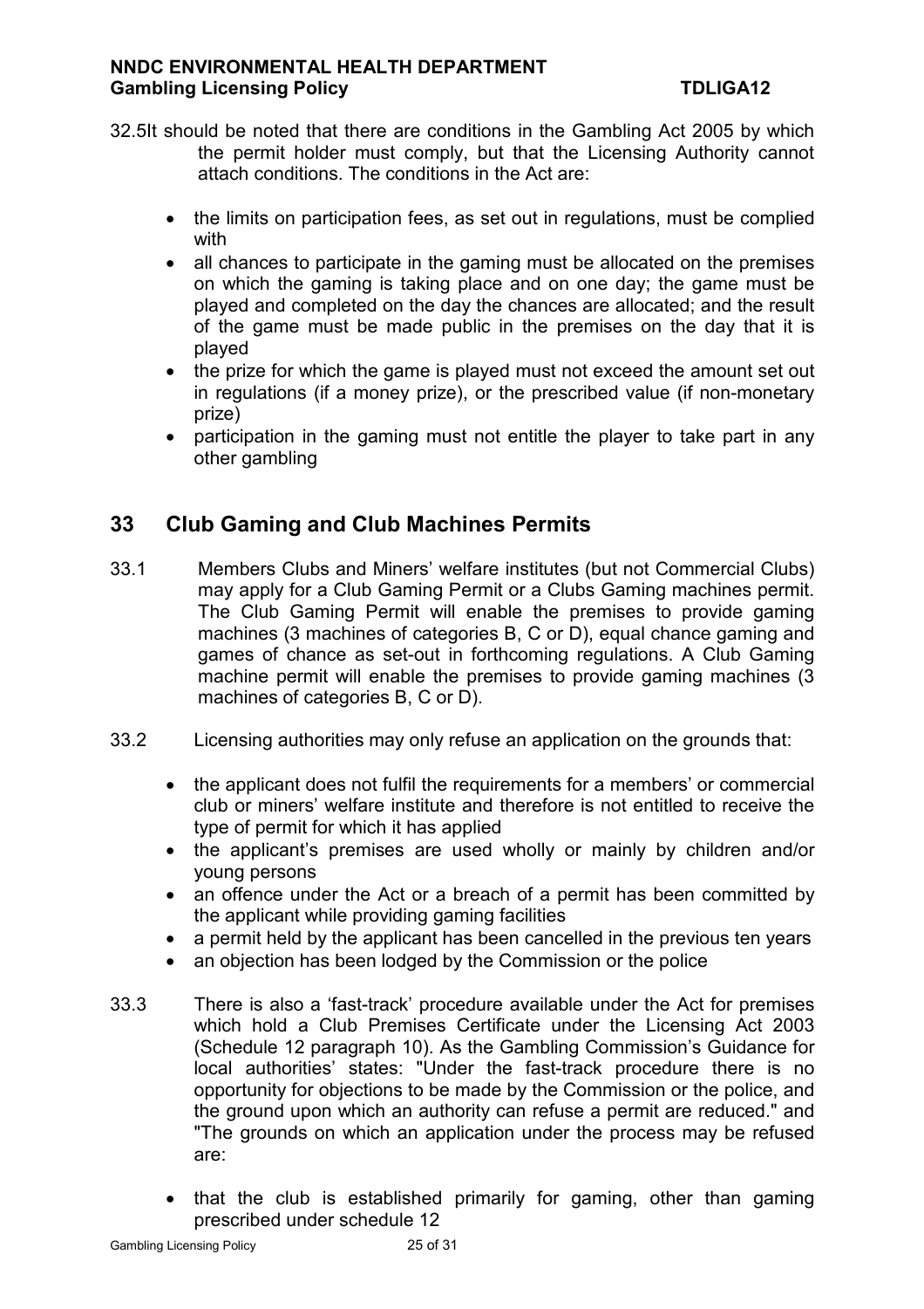32.5It should be noted that there are conditions in the Gambling Act 2005 by which the permit holder must comply, but that the Licensing Authority cannot attach conditions. The conditions in the Act are:

- the limits on participation fees, as set out in regulations, must be complied with
- all chances to participate in the gaming must be allocated on the premises on which the gaming is taking place and on one day; the game must be played and completed on the day the chances are allocated; and the result of the game must be made public in the premises on the day that it is played
- the prize for which the game is played must not exceed the amount set out in regulations (if a money prize), or the prescribed value (if non-monetary prize)
- participation in the gaming must not entitle the player to take part in any other gambling

## 33 Club Gaming and Club Machines Permits

33.1 Members Clubs and Miners' welfare institutes (but not Commercial Clubs) may apply for a Club Gaming Permit or a Clubs Gaming machines permit. The Club Gaming Permit will enable the premises to provide gaming machines (3 machines of categories B, C or D), equal chance gaming and games of chance as set-out in forthcoming regulations. A Club Gaming machine permit will enable the premises to provide gaming machines (3 machines of categories B, C or D).

33.2 Licensing authorities may only refuse an application on the grounds that:

- the applicant does not fulfil the requirements for a members' or commercial club or miners' welfare institute and therefore is not entitled to receive the type of permit for which it has applied
- the applicant's premises are used wholly or mainly by children and/or young persons
- an offence under the Act or a breach of a permit has been committed by the applicant while providing gaming facilities
- a permit held by the applicant has been cancelled in the previous ten years
- an objection has been lodged by the Commission or the police

33.3 There is also a 'fast-track' procedure available under the Act for premises which hold a Club Premises Certificate under the Licensing Act 2003 (Schedule 12 paragraph 10). As the Gambling Commission's Guidance for local authorities' states: "Under the fast-track procedure there is no opportunity for objections to be made by the Commission or the police, and the ground upon which an authority can refuse a permit are reduced." and "The grounds on which an application under the process may be refused are:

- that the club is established primarily for gaming, other than gaming prescribed under schedule 12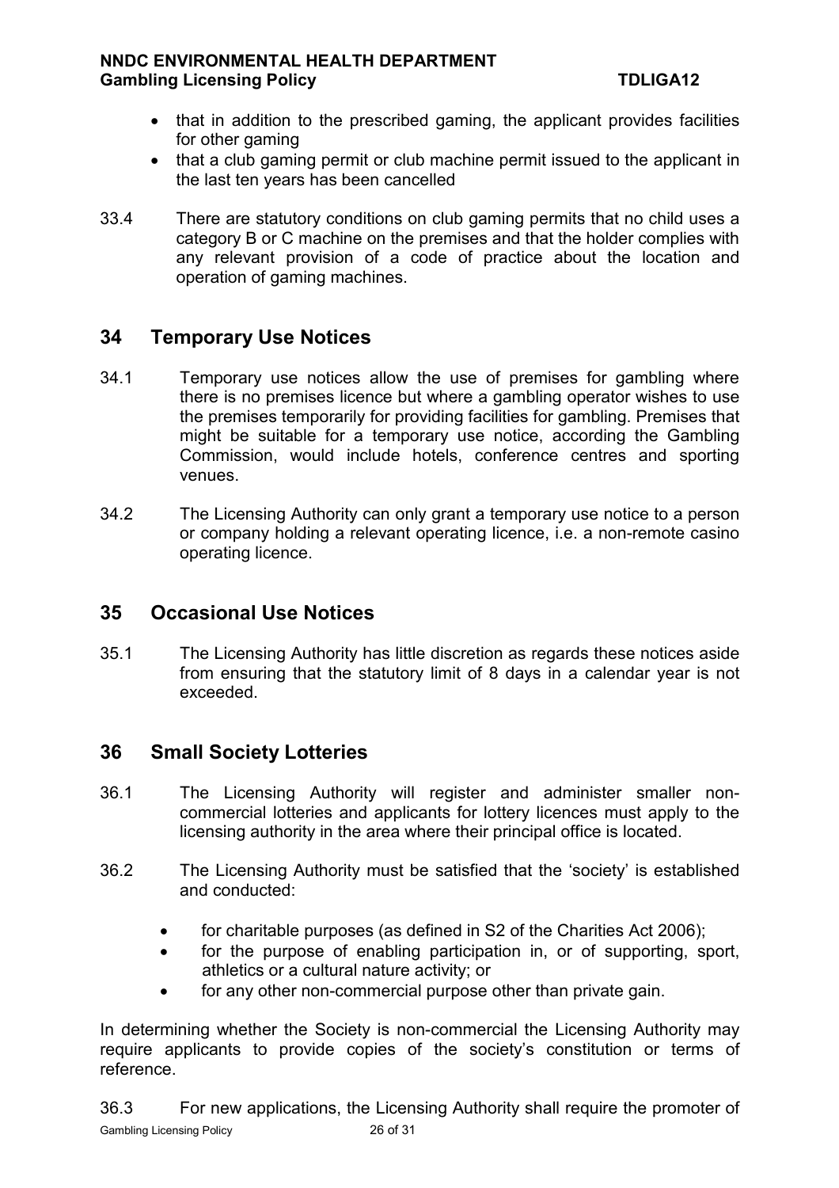- that in addition to the prescribed gaming, the applicant provides facilities for other gaming
- that a club gaming permit or club machine permit issued to the applicant in the last ten years has been cancelled

33.4 There are statutory conditions on club gaming permits that no child uses a category B or C machine on the premises and that the holder complies with any relevant provision of a code of practice about the location and operation of gaming machines.

## 34 Temporary Use Notices

34.1 Temporary use notices allow the use of premises for gambling where there is no premises licence but where a gambling operator wishes to use the premises temporarily for providing facilities for gambling. Premises that might be suitable for a temporary use notice, according the Gambling Commission, would include hotels, conference centres and sporting venues.

34.2 The Licensing Authority can only grant a temporary use notice to a person or company holding a relevant operating licence, i.e. a non-remote casino operating licence.

## 35 Occasional Use Notices

35.1 The Licensing Authority has little discretion as regards these notices aside from ensuring that the statutory limit of 8 days in a calendar year is not exceeded.

## 36 Small Society Lotteries

36.1 The Licensing Authority will register and administer smaller non-commercial lotteries and applicants for lottery licences must apply to the licensing authority in the area where their principal office is located.

36.2 The Licensing Authority must be satisfied that the 'society' is established and conducted:

- for charitable purposes (as defined in S2 of the Charities Act 2006);
- for the purpose of enabling participation in, or of supporting, sport, athletics or a cultural nature activity; or
- for any other non-commercial purpose other than private gain.

In determining whether the Society is non-commercial the Licensing Authority may require applicants to provide copies of the society's constitution or terms of reference.

36.3 For new applications, the Licensing Authority shall require the promoter of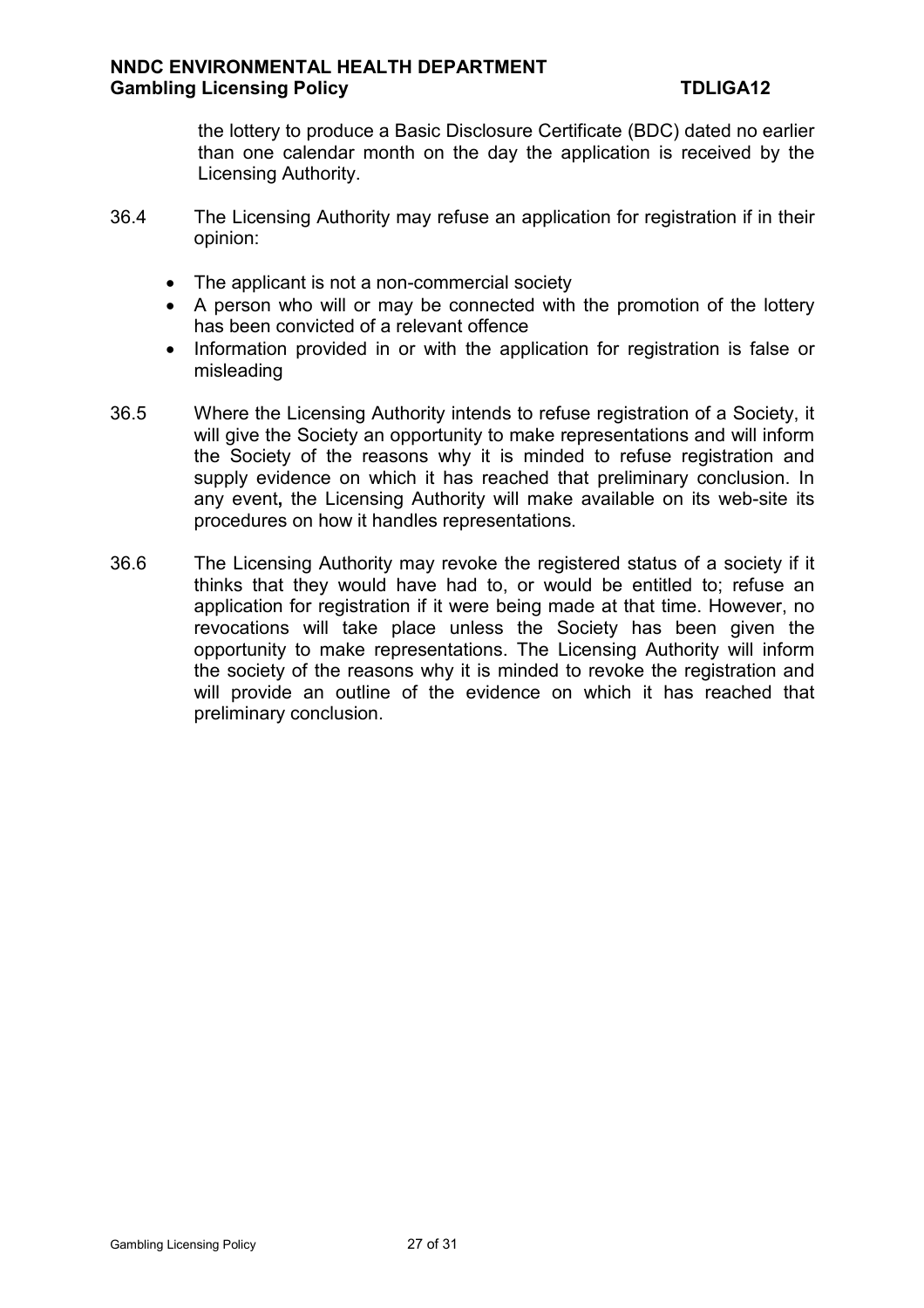the lottery to produce a Basic Disclosure Certificate (BDC) dated no earlier than one calendar month on the day the application is received by the Licensing Authority.

36.4 The Licensing Authority may refuse an application for registration if in their opinion:

- The applicant is not a non-commercial society
- A person who will or may be connected with the promotion of the lottery has been convicted of a relevant offence
- Information provided in or with the application for registration is false or misleading

36.5 Where the Licensing Authority intends to refuse registration of a Society, it will give the Society an opportunity to make representations and will inform the Society of the reasons why it is minded to refuse registration and supply evidence on which it has reached that preliminary conclusion. In any event**,** the Licensing Authority will make available on its web-site its procedures on how it handles representations.

36.6 The Licensing Authority may revoke the registered status of a society if it thinks that they would have had to, or would be entitled to; refuse an application for registration if it were being made at that time. However, no revocations will take place unless the Society has been given the opportunity to make representations. The Licensing Authority will inform the society of the reasons why it is minded to revoke the registration and will provide an outline of the evidence on which it has reached that preliminary conclusion.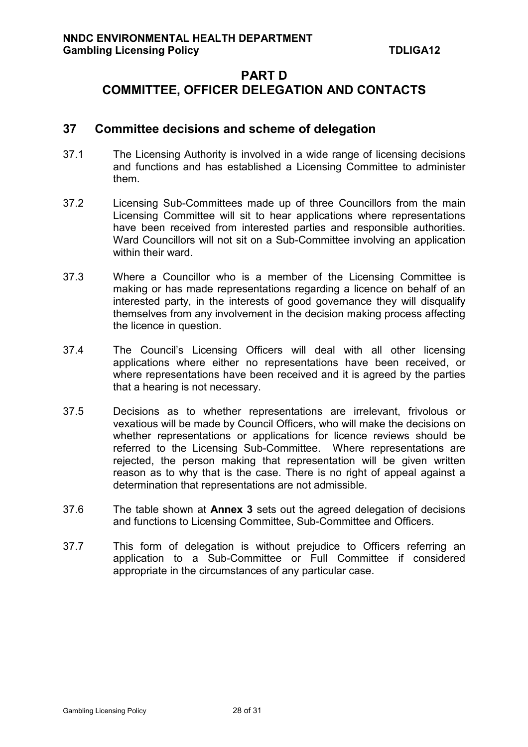# PART D
# COMMITTEE, OFFICER DELEGATION AND CONTACTS

## 37 Committee decisions and scheme of delegation

37.1 The Licensing Authority is involved in a wide range of licensing decisions and functions and has established a Licensing Committee to administer them.

37.2 Licensing Sub-Committees made up of three Councillors from the main Licensing Committee will sit to hear applications where representations have been received from interested parties and responsible authorities. Ward Councillors will not sit on a Sub-Committee involving an application within their ward.

37.3 Where a Councillor who is a member of the Licensing Committee is making or has made representations regarding a licence on behalf of an interested party, in the interests of good governance they will disqualify themselves from any involvement in the decision making process affecting the licence in question.

37.4 The Council's Licensing Officers will deal with all other licensing applications where either no representations have been received, or where representations have been received and it is agreed by the parties that a hearing is not necessary.

37.5 Decisions as to whether representations are irrelevant, frivolous or vexatious will be made by Council Officers, who will make the decisions on whether representations or applications for licence reviews should be referred to the Licensing Sub-Committee. Where representations are rejected, the person making that representation will be given written reason as to why that is the case. There is no right of appeal against a determination that representations are not admissible.

37.6 The table shown at **Annex 3** sets out the agreed delegation of decisions and functions to Licensing Committee, Sub-Committee and Officers.

37.7 This form of delegation is without prejudice to Officers referring an application to a Sub-Committee or Full Committee if considered appropriate in the circumstances of any particular case.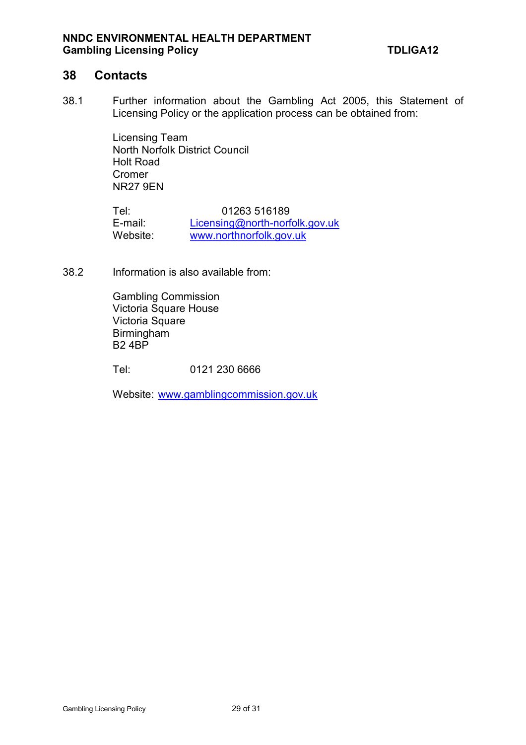## 38 Contacts

38.1 Further information about the Gambling Act 2005, this Statement of Licensing Policy or the application process can be obtained from:

Licensing Team
North Norfolk District Council
Holt Road
Cromer
NR27 9EN

Tel: 01263 516189
E-mail: Licensing@north-norfolk.gov.uk
Website: www.northnorfolk.gov.uk

38.2 Information is also available from:

Gambling Commission
Victoria Square House
Victoria Square
Birmingham
B2 4BP

Tel: 0121 230 6666

Website: www.gamblingcommission.gov.uk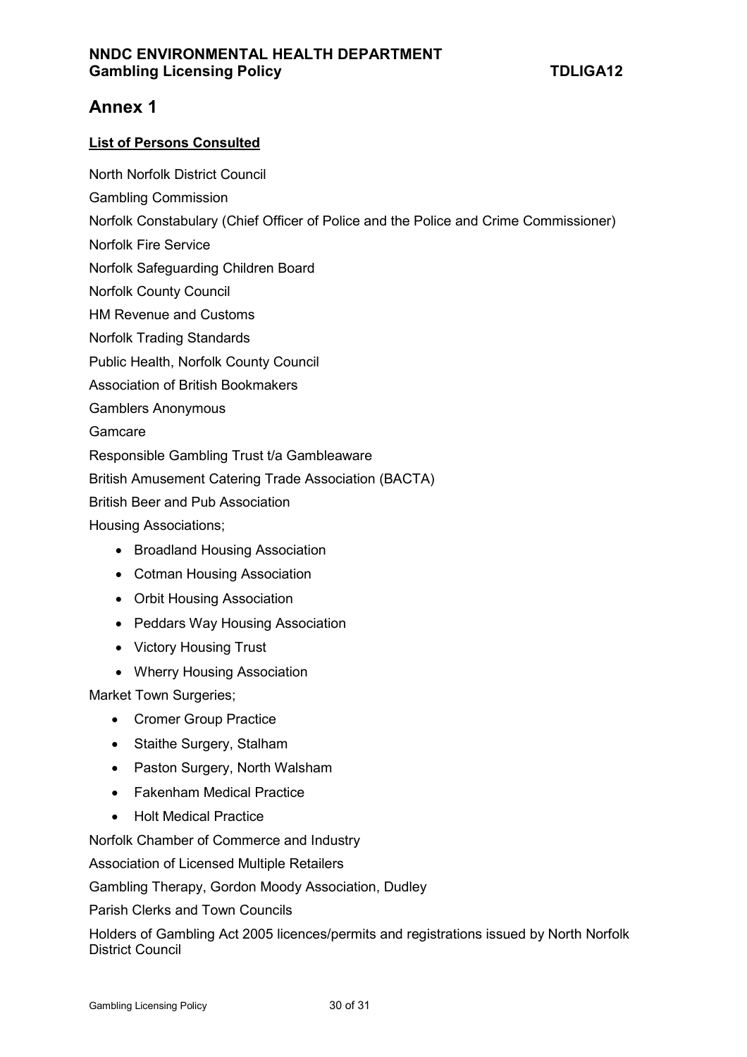# Annex 1

**List of Persons Consulted**

North Norfolk District Council

Gambling Commission

Norfolk Constabulary (Chief Officer of Police and the Police and Crime Commissioner)

Norfolk Fire Service

Norfolk Safeguarding Children Board

Norfolk County Council

HM Revenue and Customs

Norfolk Trading Standards

Public Health, Norfolk County Council

Association of British Bookmakers

Gamblers Anonymous

Gamcare

Responsible Gambling Trust t/a Gambleaware

British Amusement Catering Trade Association (BACTA)

British Beer and Pub Association

Housing Associations;

- Broadland Housing Association
- Cotman Housing Association
- Orbit Housing Association
- Peddars Way Housing Association
- Victory Housing Trust
- Wherry Housing Association

Market Town Surgeries;

- Cromer Group Practice
- Staithe Surgery, Stalham
- Paston Surgery, North Walsham
- Fakenham Medical Practice
- Holt Medical Practice

Norfolk Chamber of Commerce and Industry

Association of Licensed Multiple Retailers

Gambling Therapy, Gordon Moody Association, Dudley

Parish Clerks and Town Councils

Holders of Gambling Act 2005 licences/permits and registrations issued by North Norfolk District Council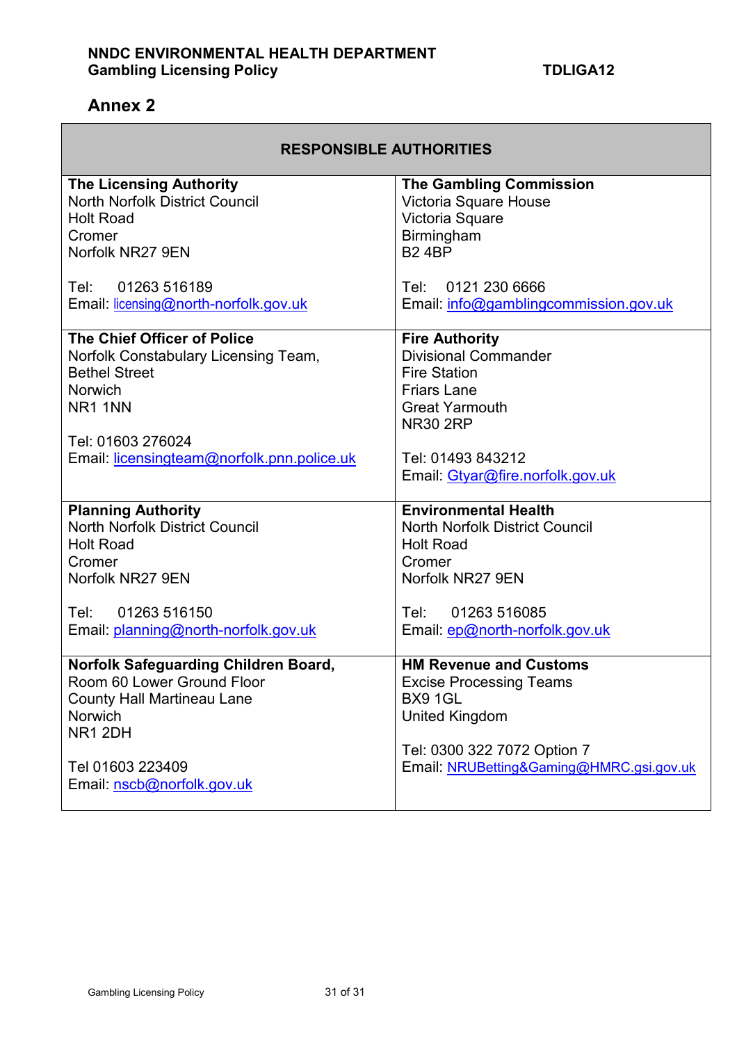## Annex 2

| RESPONSIBLE AUTHORITIES | |
|---|---|
| **The Licensing Authority**<br>North Norfolk District Council<br>Holt Road<br>Cromer<br>Norfolk NR27 9EN<br><br>Tel: 01263 516189<br>Email: licensing@north-norfolk.gov.uk | **The Gambling Commission**<br>Victoria Square House<br>Victoria Square<br>Birmingham<br>B2 4BP<br><br>Tel: 0121 230 6666<br>Email: info@gamblingcommission.gov.uk |
| **The Chief Officer of Police**<br>Norfolk Constabulary Licensing Team,<br>Bethel Street<br>Norwich<br>NR1 1NN<br><br>Tel: 01603 276024<br>Email: licensingteam@norfolk.pnn.police.uk | **Fire Authority**<br>Divisional Commander<br>Fire Station<br>Friars Lane<br>Great Yarmouth<br>NR30 2RP<br><br>Tel: 01493 843212<br>Email: Gtyar@fire.norfolk.gov.uk |
| **Planning Authority**<br>North Norfolk District Council<br>Holt Road<br>Cromer<br>Norfolk NR27 9EN<br><br>Tel: 01263 516150<br>Email: planning@north-norfolk.gov.uk | **Environmental Health**<br>North Norfolk District Council<br>Holt Road<br>Cromer<br>Norfolk NR27 9EN<br><br>Tel: 01263 516085<br>Email: ep@north-norfolk.gov.uk |
| **Norfolk Safeguarding Children Board,**<br>Room 60 Lower Ground Floor<br>County Hall Martineau Lane<br>Norwich<br>NR1 2DH<br><br>Tel 01603 223409<br>Email: nscb@norfolk.gov.uk | **HM Revenue and Customs**<br>Excise Processing Teams<br>BX9 1GL<br>United Kingdom<br><br>Tel: 0300 322 7072 Option 7<br>Email: NRUBetting&Gaming@HMRC.gsi.gov.uk |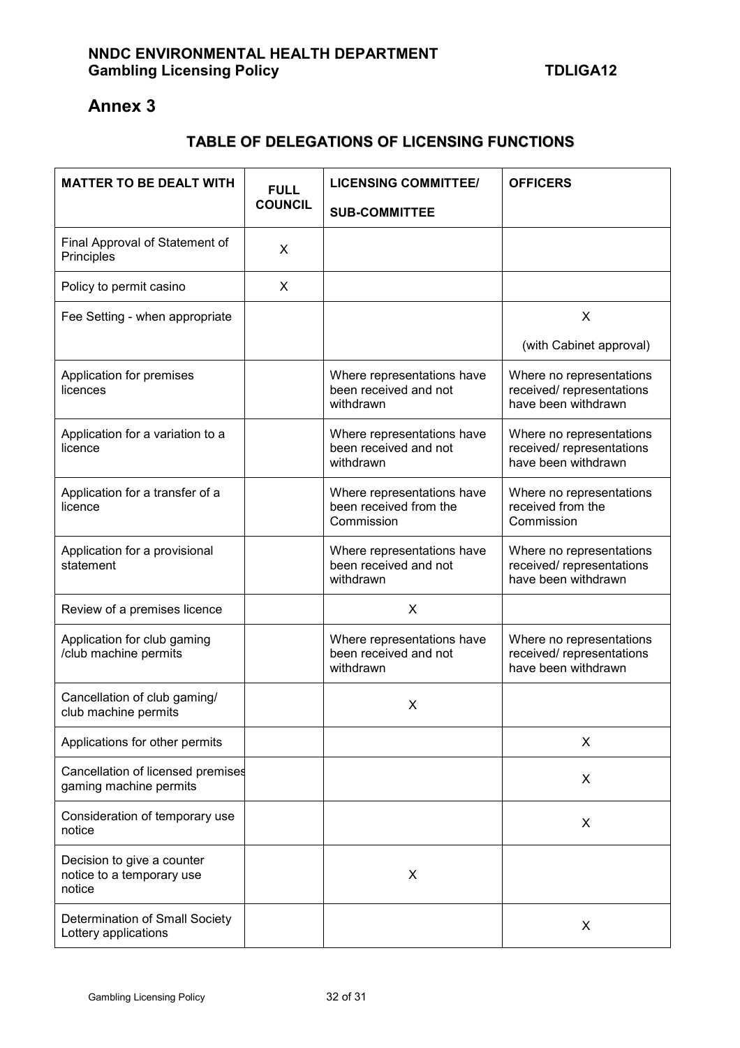## Annex 3

### TABLE OF DELEGATIONS OF LICENSING FUNCTIONS

| MATTER TO BE DEALT WITH | FULL COUNCIL | LICENSING COMMITTEE/ SUB-COMMITTEE | OFFICERS |
|---|---|---|---|
| Final Approval of Statement of Principles | X | | |
| Policy to permit casino | X | | |
| Fee Setting - when appropriate | | | X (with Cabinet approval) |
| Application for premises licences | | Where representations have been received and not withdrawn | Where no representations received/ representations have been withdrawn |
| Application for a variation to a licence | | Where representations have been received and not withdrawn | Where no representations received/ representations have been withdrawn |
| Application for a transfer of a licence | | Where representations have been received from the Commission | Where no representations received from the Commission |
| Application for a provisional statement | | Where representations have been received and not withdrawn | Where no representations received/ representations have been withdrawn |
| Review of a premises licence | | X | |
| Application for club gaming /club machine permits | | Where representations have been received and not withdrawn | Where no representations received/ representations have been withdrawn |
| Cancellation of club gaming/ club machine permits | | X | |
| Applications for other permits | | | X |
| Cancellation of licensed premises gaming machine permits | | | X |
| Consideration of temporary use notice | | | X |
| Decision to give a counter notice to a temporary use notice | | X | |
| Determination of Small Society Lottery applications | | | X |